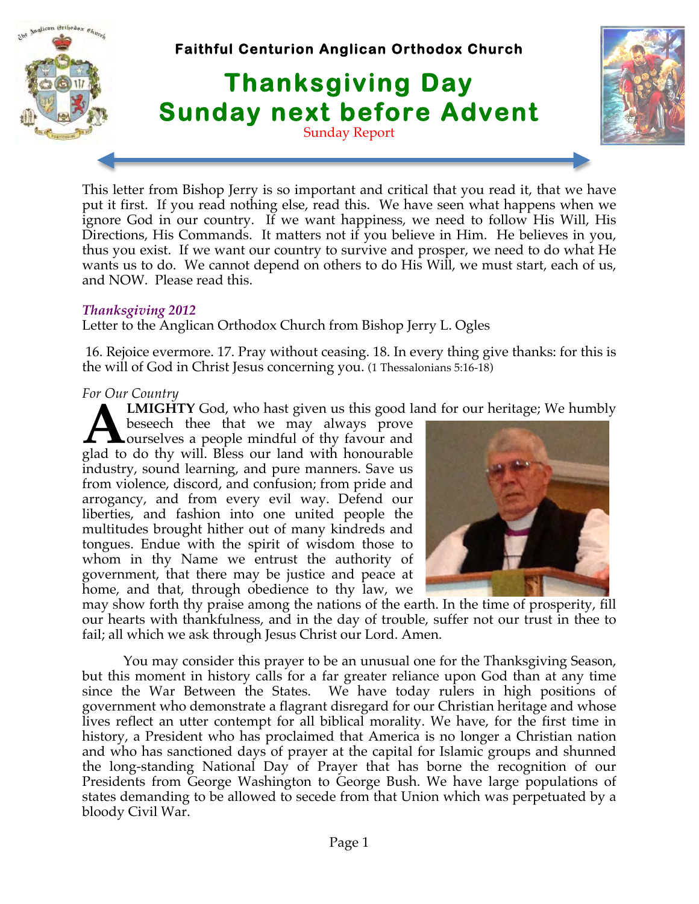**Faithful Centurion Anglican Orthodox Church**

# Thanksgiving Day
# Sunday next before Advent

Sunday Report

This letter from Bishop Jerry is so important and critical that you read it, that we have put it first. If you read nothing else, read this. We have seen what happens when we ignore God in our country. If we want happiness, we need to follow His Will, His Directions, His Commands. It matters not if you believe in Him. He believes in you, thus you exist. If we want our country to survive and prosper, we need to do what He wants us to do. We cannot depend on others to do His Will, we must start, each of us, and NOW. Please read this.

***Thanksgiving 2012***

Letter to the Anglican Orthodox Church from Bishop Jerry L. Ogles

16. Rejoice evermore. 17. Pray without ceasing. 18. In every thing give thanks: for this is the will of God in Christ Jesus concerning you. (1 Thessalonians 5:16-18)

*For Our Country*

**ALMIGHTY** God, who hast given us this good land for our heritage; We humbly beseech thee that we may always prove ourselves a people mindful of thy favour and glad to do thy will. Bless our land with honourable industry, sound learning, and pure manners. Save us from violence, discord, and confusion; from pride and arrogancy, and from every evil way. Defend our liberties, and fashion into one united people the multitudes brought hither out of many kindreds and tongues. Endue with the spirit of wisdom those to whom in thy Name we entrust the authority of government, that there may be justice and peace at home, and that, through obedience to thy law, we may show forth thy praise among the nations of the earth. In the time of prosperity, fill our hearts with thankfulness, and in the day of trouble, suffer not our trust in thee to fail; all which we ask through Jesus Christ our Lord. Amen.

You may consider this prayer to be an unusual one for the Thanksgiving Season, but this moment in history calls for a far greater reliance upon God than at any time since the War Between the States. We have today rulers in high positions of government who demonstrate a flagrant disregard for our Christian heritage and whose lives reflect an utter contempt for all biblical morality. We have, for the first time in history, a President who has proclaimed that America is no longer a Christian nation and who has sanctioned days of prayer at the capital for Islamic groups and shunned the long-standing National Day of Prayer that has borne the recognition of our Presidents from George Washington to George Bush. We have large populations of states demanding to be allowed to secede from that Union which was perpetuated by a bloody Civil War.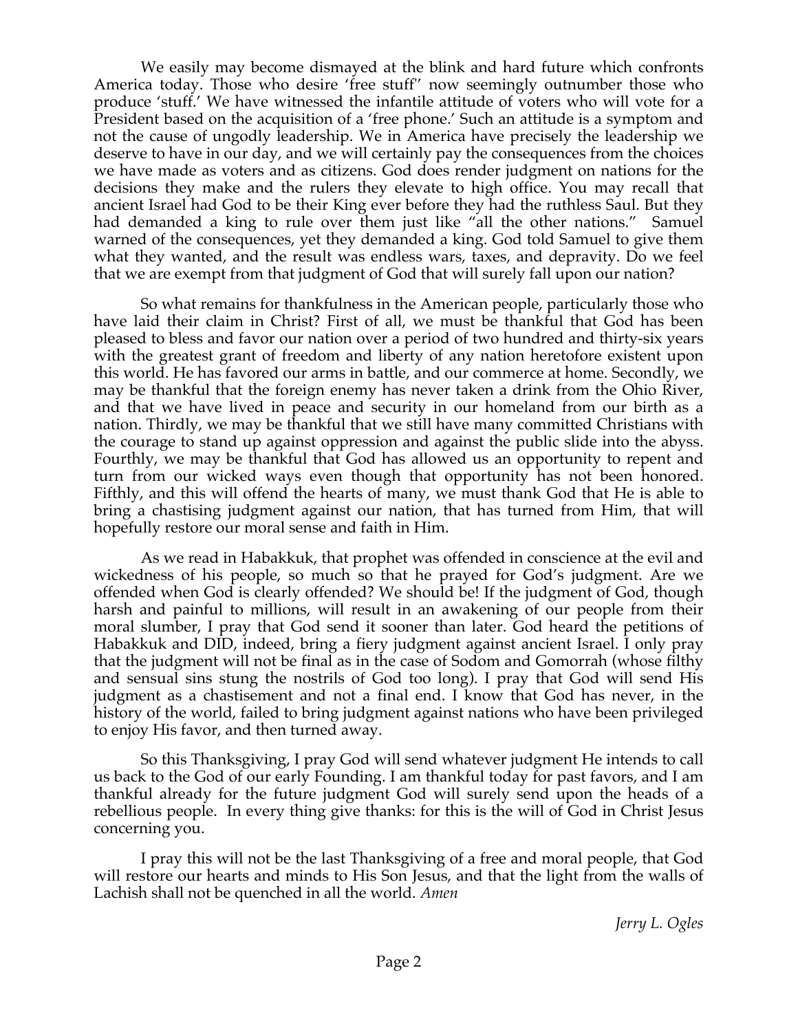We easily may become dismayed at the blink and hard future which confronts America today. Those who desire 'free stuff" now seemingly outnumber those who produce 'stuff.' We have witnessed the infantile attitude of voters who will vote for a President based on the acquisition of a 'free phone.' Such an attitude is a symptom and not the cause of ungodly leadership. We in America have precisely the leadership we deserve to have in our day, and we will certainly pay the consequences from the choices we have made as voters and as citizens. God does render judgment on nations for the decisions they make and the rulers they elevate to high office. You may recall that ancient Israel had God to be their King ever before they had the ruthless Saul. But they had demanded a king to rule over them just like "all the other nations." Samuel warned of the consequences, yet they demanded a king. God told Samuel to give them what they wanted, and the result was endless wars, taxes, and depravity. Do we feel that we are exempt from that judgment of God that will surely fall upon our nation?

So what remains for thankfulness in the American people, particularly those who have laid their claim in Christ? First of all, we must be thankful that God has been pleased to bless and favor our nation over a period of two hundred and thirty-six years with the greatest grant of freedom and liberty of any nation heretofore existent upon this world. He has favored our arms in battle, and our commerce at home. Secondly, we may be thankful that the foreign enemy has never taken a drink from the Ohio River, and that we have lived in peace and security in our homeland from our birth as a nation. Thirdly, we may be thankful that we still have many committed Christians with the courage to stand up against oppression and against the public slide into the abyss. Fourthly, we may be thankful that God has allowed us an opportunity to repent and turn from our wicked ways even though that opportunity has not been honored. Fifthly, and this will offend the hearts of many, we must thank God that He is able to bring a chastising judgment against our nation, that has turned from Him, that will hopefully restore our moral sense and faith in Him.

As we read in Habakkuk, that prophet was offended in conscience at the evil and wickedness of his people, so much so that he prayed for God's judgment. Are we offended when God is clearly offended? We should be! If the judgment of God, though harsh and painful to millions, will result in an awakening of our people from their moral slumber, I pray that God send it sooner than later. God heard the petitions of Habakkuk and DID, indeed, bring a fiery judgment against ancient Israel. I only pray that the judgment will not be final as in the case of Sodom and Gomorrah (whose filthy and sensual sins stung the nostrils of God too long). I pray that God will send His judgment as a chastisement and not a final end. I know that God has never, in the history of the world, failed to bring judgment against nations who have been privileged to enjoy His favor, and then turned away.

So this Thanksgiving, I pray God will send whatever judgment He intends to call us back to the God of our early Founding. I am thankful today for past favors, and I am thankful already for the future judgment God will surely send upon the heads of a rebellious people. In every thing give thanks: for this is the will of God in Christ Jesus concerning you.

I pray this will not be the last Thanksgiving of a free and moral people, that God will restore our hearts and minds to His Son Jesus, and that the light from the walls of Lachish shall not be quenched in all the world. *Amen*

*Jerry L. Ogles*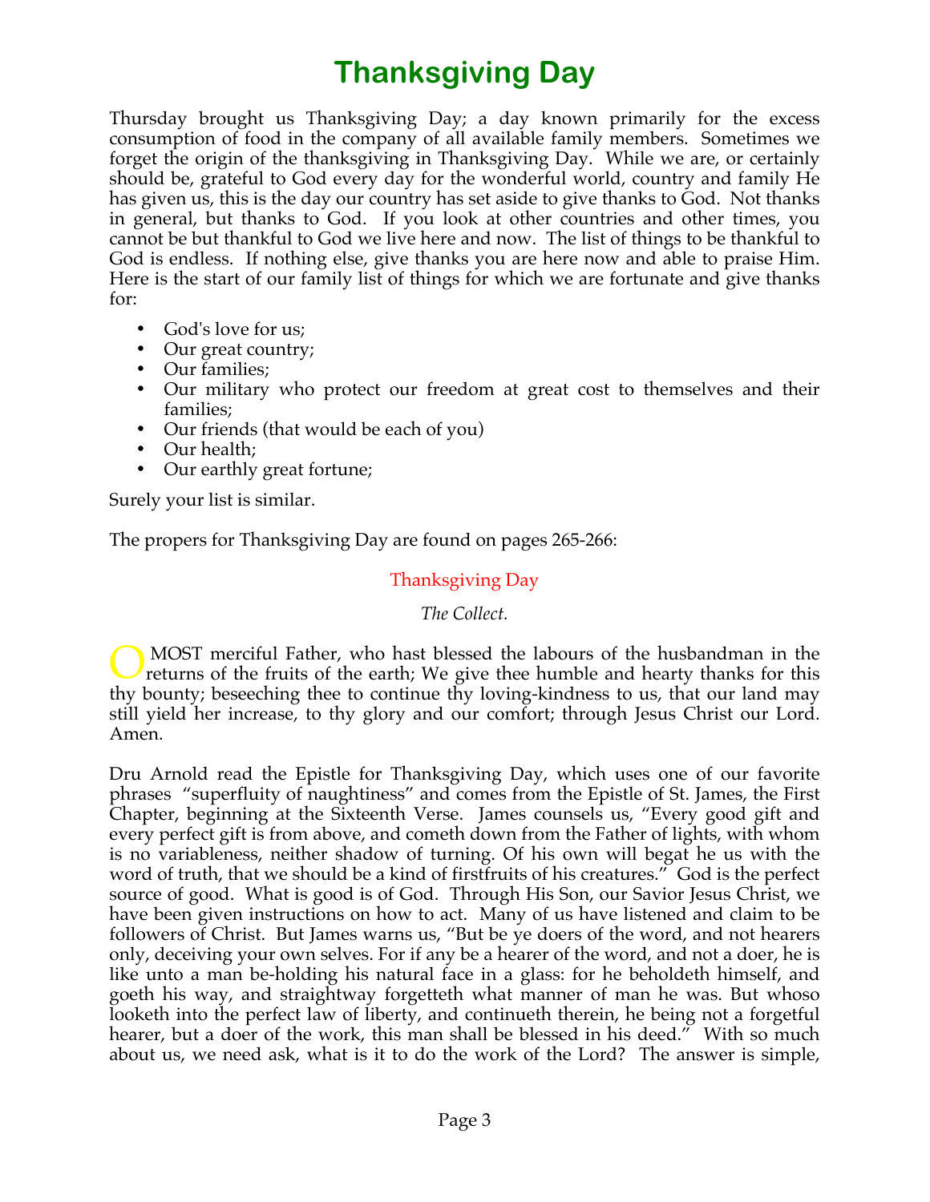# Thanksgiving Day

Thursday brought us Thanksgiving Day; a day known primarily for the excess consumption of food in the company of all available family members. Sometimes we forget the origin of the thanksgiving in Thanksgiving Day. While we are, or certainly should be, grateful to God every day for the wonderful world, country and family He has given us, this is the day our country has set aside to give thanks to God. Not thanks in general, but thanks to God. If you look at other countries and other times, you cannot be but thankful to God we live here and now. The list of things to be thankful to God is endless. If nothing else, give thanks you are here now and able to praise Him. Here is the start of our family list of things for which we are fortunate and give thanks for:

- God's love for us;
- Our great country;
- Our families;
- Our military who protect our freedom at great cost to themselves and their families;
- Our friends (that would be each of you)
- Our health;
- Our earthly great fortune;

Surely your list is similar.

The propers for Thanksgiving Day are found on pages 265-266:

Thanksgiving Day

*The Collect.*

O MOST merciful Father, who hast blessed the labours of the husbandman in the returns of the fruits of the earth; We give thee humble and hearty thanks for this thy bounty; beseeching thee to continue thy loving-kindness to us, that our land may still yield her increase, to thy glory and our comfort; through Jesus Christ our Lord. Amen.

Dru Arnold read the Epistle for Thanksgiving Day, which uses one of our favorite phrases "superfluity of naughtiness" and comes from the Epistle of St. James, the First Chapter, beginning at the Sixteenth Verse. James counsels us, "Every good gift and every perfect gift is from above, and cometh down from the Father of lights, with whom is no variableness, neither shadow of turning. Of his own will begat he us with the word of truth, that we should be a kind of firstfruits of his creatures." God is the perfect source of good. What is good is of God. Through His Son, our Savior Jesus Christ, we have been given instructions on how to act. Many of us have listened and claim to be followers of Christ. But James warns us, "But be ye doers of the word, and not hearers only, deceiving your own selves. For if any be a hearer of the word, and not a doer, he is like unto a man be-holding his natural face in a glass: for he beholdeth himself, and goeth his way, and straightway forgetteth what manner of man he was. But whoso looketh into the perfect law of liberty, and continueth therein, he being not a forgetful hearer, but a doer of the work, this man shall be blessed in his deed." With so much about us, we need ask, what is it to do the work of the Lord? The answer is simple,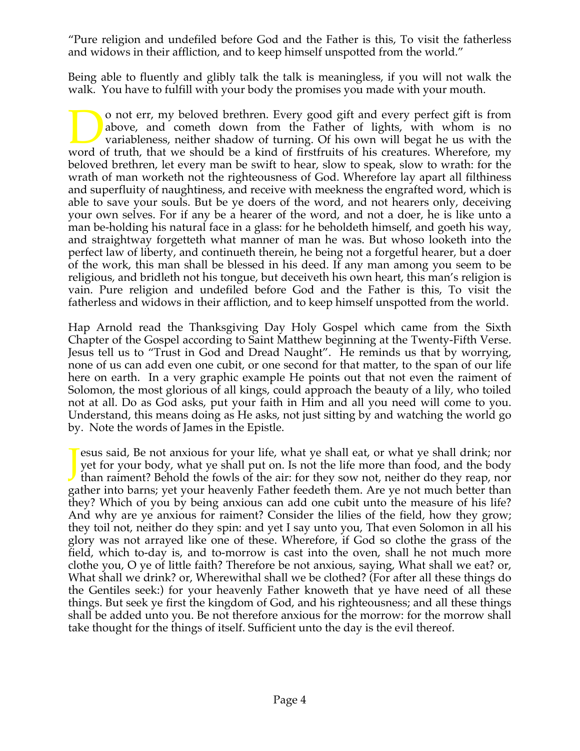"Pure religion and undefiled before God and the Father is this, To visit the fatherless and widows in their affliction, and to keep himself unspotted from the world."

Being able to fluently and glibly talk the talk is meaningless, if you will not walk the walk. You have to fulfill with your body the promises you made with your mouth.

Do not err, my beloved brethren. Every good gift and every perfect gift is from above, and cometh down from the Father of lights, with whom is no variableness, neither shadow of turning. Of his own will begat he us with the word of truth, that we should be a kind of firstfruits of his creatures. Wherefore, my beloved brethren, let every man be swift to hear, slow to speak, slow to wrath: for the wrath of man worketh not the righteousness of God. Wherefore lay apart all filthiness and superfluity of naughtiness, and receive with meekness the engrafted word, which is able to save your souls. But be ye doers of the word, and not hearers only, deceiving your own selves. For if any be a hearer of the word, and not a doer, he is like unto a man be-holding his natural face in a glass: for he beholdeth himself, and goeth his way, and straightway forgetteth what manner of man he was. But whoso looketh into the perfect law of liberty, and continueth therein, he being not a forgetful hearer, but a doer of the work, this man shall be blessed in his deed. If any man among you seem to be religious, and bridleth not his tongue, but deceiveth his own heart, this man's religion is vain. Pure religion and undefiled before God and the Father is this, To visit the fatherless and widows in their affliction, and to keep himself unspotted from the world.

Hap Arnold read the Thanksgiving Day Holy Gospel which came from the Sixth Chapter of the Gospel according to Saint Matthew beginning at the Twenty-Fifth Verse. Jesus tell us to "Trust in God and Dread Naught". He reminds us that by worrying, none of us can add even one cubit, or one second for that matter, to the span of our life here on earth. In a very graphic example He points out that not even the raiment of Solomon, the most glorious of all kings, could approach the beauty of a lily, who toiled not at all. Do as God asks, put your faith in Him and all you need will come to you. Understand, this means doing as He asks, not just sitting by and watching the world go by. Note the words of James in the Epistle.

Jesus said, Be not anxious for your life, what ye shall eat, or what ye shall drink; nor yet for your body, what ye shall put on. Is not the life more than food, and the body than raiment? Behold the fowls of the air: for they sow not, neither do they reap, nor gather into barns; yet your heavenly Father feedeth them. Are ye not much better than they? Which of you by being anxious can add one cubit unto the measure of his life? And why are ye anxious for raiment? Consider the lilies of the field, how they grow; they toil not, neither do they spin: and yet I say unto you, That even Solomon in all his glory was not arrayed like one of these. Wherefore, if God so clothe the grass of the field, which to-day is, and to-morrow is cast into the oven, shall he not much more clothe you, O ye of little faith? Therefore be not anxious, saying, What shall we eat? or, What shall we drink? or, Wherewithal shall we be clothed? (For after all these things do the Gentiles seek:) for your heavenly Father knoweth that ye have need of all these things. But seek ye first the kingdom of God, and his righteousness; and all these things shall be added unto you. Be not therefore anxious for the morrow: for the morrow shall take thought for the things of itself. Sufficient unto the day is the evil thereof.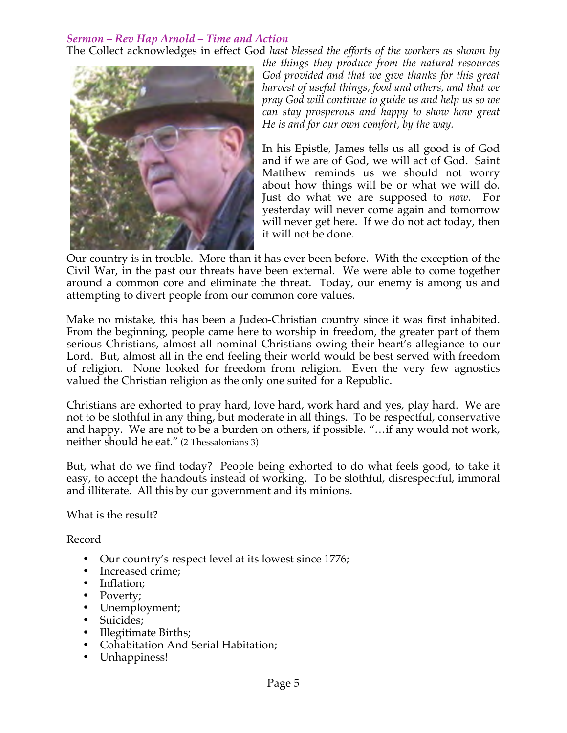*Sermon – Rev Hap Arnold – Time and Action*

The Collect acknowledges in effect God *hast blessed the efforts of the workers as shown by the things they produce from the natural resources God provided and that we give thanks for this great harvest of useful things, food and others, and that we pray God will continue to guide us and help us so we can stay prosperous and happy to show how great He is and for our own comfort, by the way.*

In his Epistle, James tells us all good is of God and if we are of God, we will act of God. Saint Matthew reminds us we should not worry about how things will be or what we will do. Just do what we are supposed to *now*. For yesterday will never come again and tomorrow will never get here. If we do not act today, then it will not be done.

Our country is in trouble. More than it has ever been before. With the exception of the Civil War, in the past our threats have been external. We were able to come together around a common core and eliminate the threat. Today, our enemy is among us and attempting to divert people from our common core values.

Make no mistake, this has been a Judeo-Christian country since it was first inhabited. From the beginning, people came here to worship in freedom, the greater part of them serious Christians, almost all nominal Christians owing their heart's allegiance to our Lord. But, almost all in the end feeling their world would be best served with freedom of religion. None looked for freedom from religion. Even the very few agnostics valued the Christian religion as the only one suited for a Republic.

Christians are exhorted to pray hard, love hard, work hard and yes, play hard. We are not to be slothful in any thing, but moderate in all things. To be respectful, conservative and happy. We are not to be a burden on others, if possible. "…if any would not work, neither should he eat." (2 Thessalonians 3)

But, what do we find today? People being exhorted to do what feels good, to take it easy, to accept the handouts instead of working. To be slothful, disrespectful, immoral and illiterate. All this by our government and its minions.

What is the result?

Record

- Our country's respect level at its lowest since 1776;
- Increased crime;
- Inflation;
- Poverty;
- Unemployment;
- Suicides;
- Illegitimate Births;
- Cohabitation And Serial Habitation;
- Unhappiness!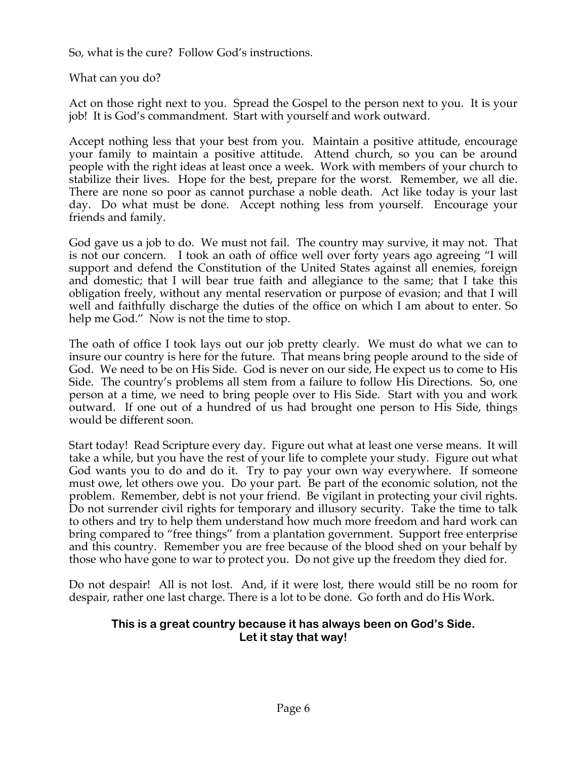So, what is the cure? Follow God's instructions.

What can you do?

Act on those right next to you. Spread the Gospel to the person next to you. It is your job! It is God's commandment. Start with yourself and work outward.

Accept nothing less that your best from you. Maintain a positive attitude, encourage your family to maintain a positive attitude. Attend church, so you can be around people with the right ideas at least once a week. Work with members of your church to stabilize their lives. Hope for the best, prepare for the worst. Remember, we all die. There are none so poor as cannot purchase a noble death. Act like today is your last day. Do what must be done. Accept nothing less from yourself. Encourage your friends and family.

God gave us a job to do. We must not fail. The country may survive, it may not. That is not our concern. I took an oath of office well over forty years ago agreeing "I will support and defend the Constitution of the United States against all enemies, foreign and domestic; that I will bear true faith and allegiance to the same; that I take this obligation freely, without any mental reservation or purpose of evasion; and that I will well and faithfully discharge the duties of the office on which I am about to enter. So help me God." Now is not the time to stop.

The oath of office I took lays out our job pretty clearly. We must do what we can to insure our country is here for the future. That means bring people around to the side of God. We need to be on His Side. God is never on our side, He expect us to come to His Side. The country's problems all stem from a failure to follow His Directions. So, one person at a time, we need to bring people over to His Side. Start with you and work outward. If one out of a hundred of us had brought one person to His Side, things would be different soon.

Start today! Read Scripture every day. Figure out what at least one verse means. It will take a while, but you have the rest of your life to complete your study. Figure out what God wants you to do and do it. Try to pay your own way everywhere. If someone must owe, let others owe you. Do your part. Be part of the economic solution, not the problem. Remember, debt is not your friend. Be vigilant in protecting your civil rights. Do not surrender civil rights for temporary and illusory security. Take the time to talk to others and try to help them understand how much more freedom and hard work can bring compared to "free things" from a plantation government. Support free enterprise and this country. Remember you are free because of the blood shed on your behalf by those who have gone to war to protect you. Do not give up the freedom they died for.

Do not despair! All is not lost. And, if it were lost, there would still be no room for despair, rather one last charge. There is a lot to be done. Go forth and do His Work.

**This is a great country because it has always been on God's Side.**
**Let it stay that way!**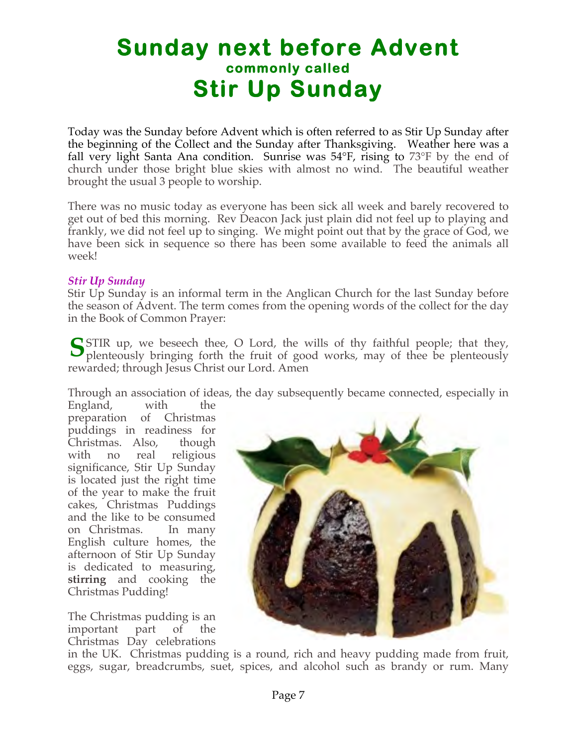# Sunday next before Advent

### commonly called

# Stir Up Sunday

Today was the Sunday before Advent which is often referred to as Stir Up Sunday after the beginning of the Collect and the Sunday after Thanksgiving. Weather here was a fall very light Santa Ana condition. Sunrise was 54°F, rising to 73°F by the end of church under those bright blue skies with almost no wind. The beautiful weather brought the usual 3 people to worship.

There was no music today as everyone has been sick all week and barely recovered to get out of bed this morning. Rev Deacon Jack just plain did not feel up to playing and frankly, we did not feel up to singing. We might point out that by the grace of God, we have been sick in sequence so there has been some available to feed the animals all week!

***Stir Up Sunday***

Stir Up Sunday is an informal term in the Anglican Church for the last Sunday before the season of Advent. The term comes from the opening words of the collect for the day in the Book of Common Prayer:

**S**TIR up, we beseech thee, O Lord, the wills of thy faithful people; that they, plenteously bringing forth the fruit of good works, may of thee be plenteously rewarded; through Jesus Christ our Lord. Amen

Through an association of ideas, the day subsequently became connected, especially in England, with the preparation of Christmas puddings in readiness for Christmas. Also, though with no real religious significance, Stir Up Sunday is located just the right time of the year to make the fruit cakes, Christmas Puddings and the like to be consumed on Christmas. In many English culture homes, the afternoon of Stir Up Sunday is dedicated to measuring, **stirring** and cooking the Christmas Pudding!

The Christmas pudding is an important part of the Christmas Day celebrations in the UK. Christmas pudding is a round, rich and heavy pudding made from fruit, eggs, sugar, breadcrumbs, suet, spices, and alcohol such as brandy or rum. Many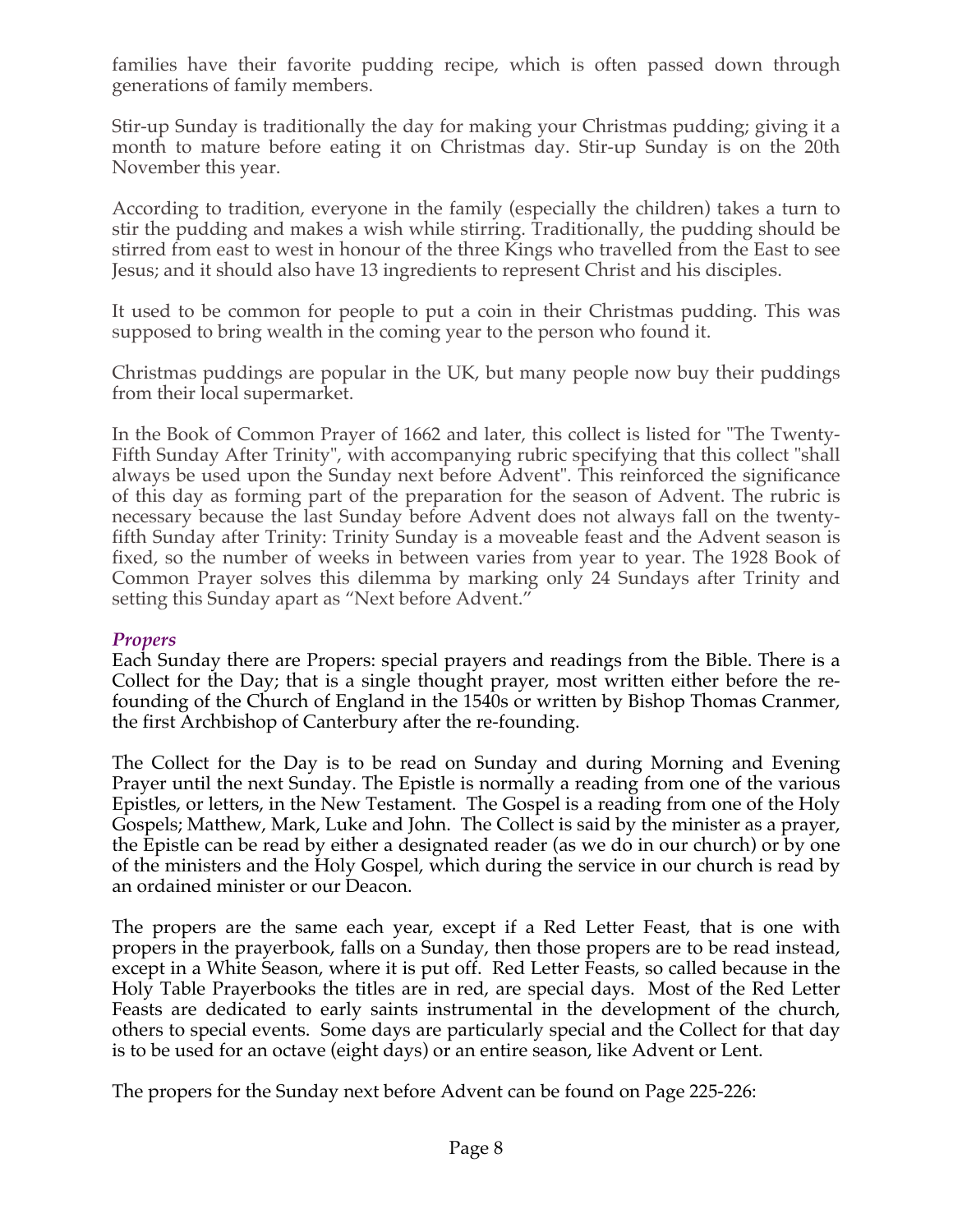families have their favorite pudding recipe, which is often passed down through generations of family members.

Stir-up Sunday is traditionally the day for making your Christmas pudding; giving it a month to mature before eating it on Christmas day. Stir-up Sunday is on the 20th November this year.

According to tradition, everyone in the family (especially the children) takes a turn to stir the pudding and makes a wish while stirring. Traditionally, the pudding should be stirred from east to west in honour of the three Kings who travelled from the East to see Jesus; and it should also have 13 ingredients to represent Christ and his disciples.

It used to be common for people to put a coin in their Christmas pudding. This was supposed to bring wealth in the coming year to the person who found it.

Christmas puddings are popular in the UK, but many people now buy their puddings from their local supermarket.

In the Book of Common Prayer of 1662 and later, this collect is listed for "The Twenty-Fifth Sunday After Trinity", with accompanying rubric specifying that this collect "shall always be used upon the Sunday next before Advent". This reinforced the significance of this day as forming part of the preparation for the season of Advent. The rubric is necessary because the last Sunday before Advent does not always fall on the twenty-fifth Sunday after Trinity: Trinity Sunday is a moveable feast and the Advent season is fixed, so the number of weeks in between varies from year to year. The 1928 Book of Common Prayer solves this dilemma by marking only 24 Sundays after Trinity and setting this Sunday apart as "Next before Advent."

### *Propers*

Each Sunday there are Propers: special prayers and readings from the Bible. There is a Collect for the Day; that is a single thought prayer, most written either before the re-founding of the Church of England in the 1540s or written by Bishop Thomas Cranmer, the first Archbishop of Canterbury after the re-founding.

The Collect for the Day is to be read on Sunday and during Morning and Evening Prayer until the next Sunday. The Epistle is normally a reading from one of the various Epistles, or letters, in the New Testament. The Gospel is a reading from one of the Holy Gospels; Matthew, Mark, Luke and John. The Collect is said by the minister as a prayer, the Epistle can be read by either a designated reader (as we do in our church) or by one of the ministers and the Holy Gospel, which during the service in our church is read by an ordained minister or our Deacon.

The propers are the same each year, except if a Red Letter Feast, that is one with propers in the prayerbook, falls on a Sunday, then those propers are to be read instead, except in a White Season, where it is put off. Red Letter Feasts, so called because in the Holy Table Prayerbooks the titles are in red, are special days. Most of the Red Letter Feasts are dedicated to early saints instrumental in the development of the church, others to special events. Some days are particularly special and the Collect for that day is to be used for an octave (eight days) or an entire season, like Advent or Lent.

The propers for the Sunday next before Advent can be found on Page 225-226: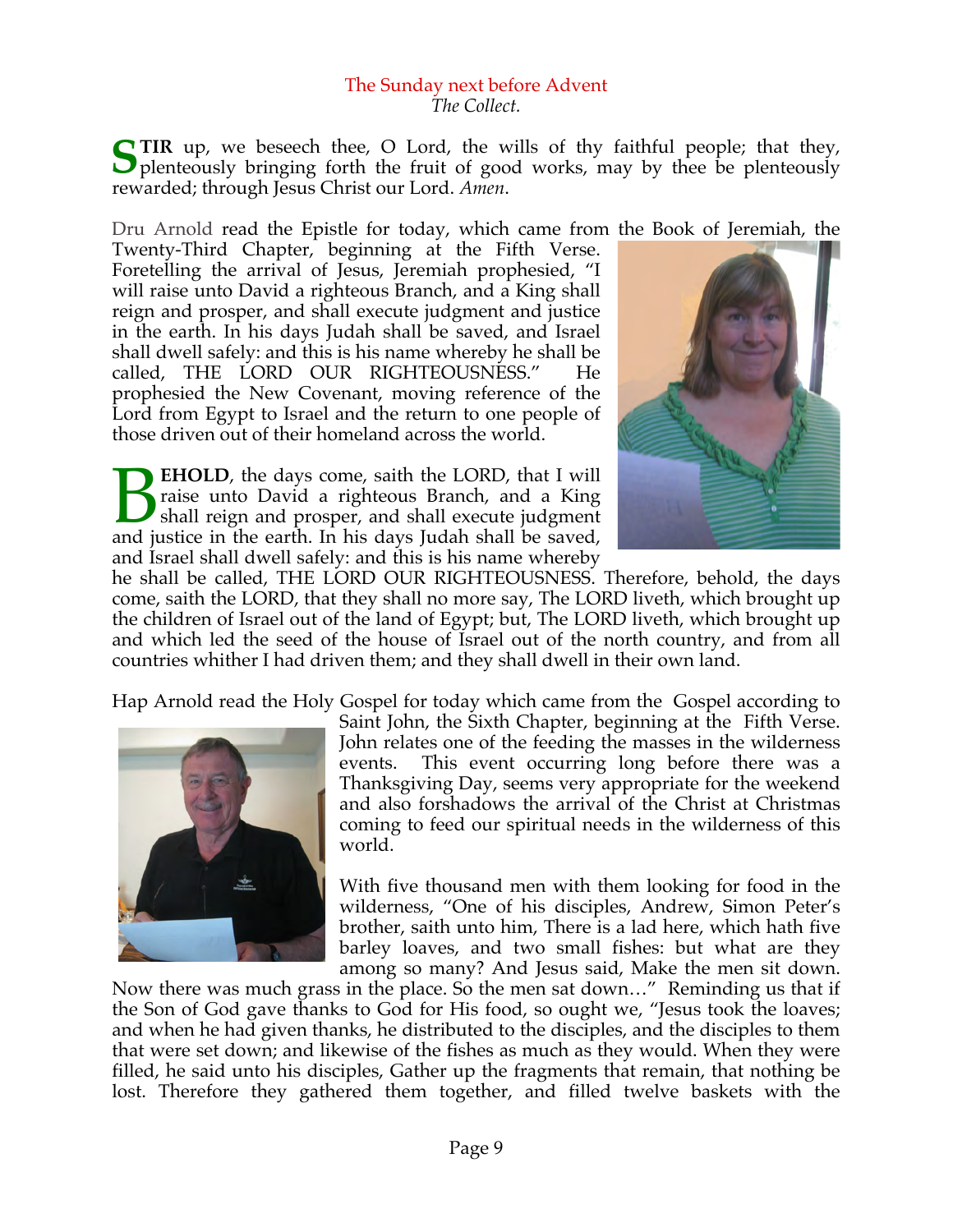## The Sunday next before Advent

*The Collect.*

**STIR** up, we beseech thee, O Lord, the wills of thy faithful people; that they, plenteously bringing forth the fruit of good works, may by thee be plenteously rewarded; through Jesus Christ our Lord. *Amen*.

Dru Arnold read the Epistle for today, which came from the Book of Jeremiah, the Twenty-Third Chapter, beginning at the Fifth Verse. Foretelling the arrival of Jesus, Jeremiah prophesied, "I will raise unto David a righteous Branch, and a King shall reign and prosper, and shall execute judgment and justice in the earth. In his days Judah shall be saved, and Israel shall dwell safely: and this is his name whereby he shall be called, THE LORD OUR RIGHTEOUSNESS." He prophesied the New Covenant, moving reference of the Lord from Egypt to Israel and the return to one people of those driven out of their homeland across the world.

**BEHOLD**, the days come, saith the LORD, that I will raise unto David a righteous Branch, and a King shall reign and prosper, and shall execute judgment and justice in the earth. In his days Judah shall be saved, and Israel shall dwell safely: and this is his name whereby he shall be called, THE LORD OUR RIGHTEOUSNESS. Therefore, behold, the days come, saith the LORD, that they shall no more say, The LORD liveth, which brought up the children of Israel out of the land of Egypt; but, The LORD liveth, which brought up and which led the seed of the house of Israel out of the north country, and from all countries whither I had driven them; and they shall dwell in their own land.

Hap Arnold read the Holy Gospel for today which came from the Gospel according to Saint John, the Sixth Chapter, beginning at the Fifth Verse. John relates one of the feeding the masses in the wilderness events. This event occurring long before there was a Thanksgiving Day, seems very appropriate for the weekend and also forshadows the arrival of the Christ at Christmas coming to feed our spiritual needs in the wilderness of this world.

With five thousand men with them looking for food in the wilderness, "One of his disciples, Andrew, Simon Peter's brother, saith unto him, There is a lad here, which hath five barley loaves, and two small fishes: but what are they among so many? And Jesus said, Make the men sit down. Now there was much grass in the place. So the men sat down…" Reminding us that if the Son of God gave thanks to God for His food, so ought we, "Jesus took the loaves; and when he had given thanks, he distributed to the disciples, and the disciples to them that were set down; and likewise of the fishes as much as they would. When they were filled, he said unto his disciples, Gather up the fragments that remain, that nothing be lost. Therefore they gathered them together, and filled twelve baskets with the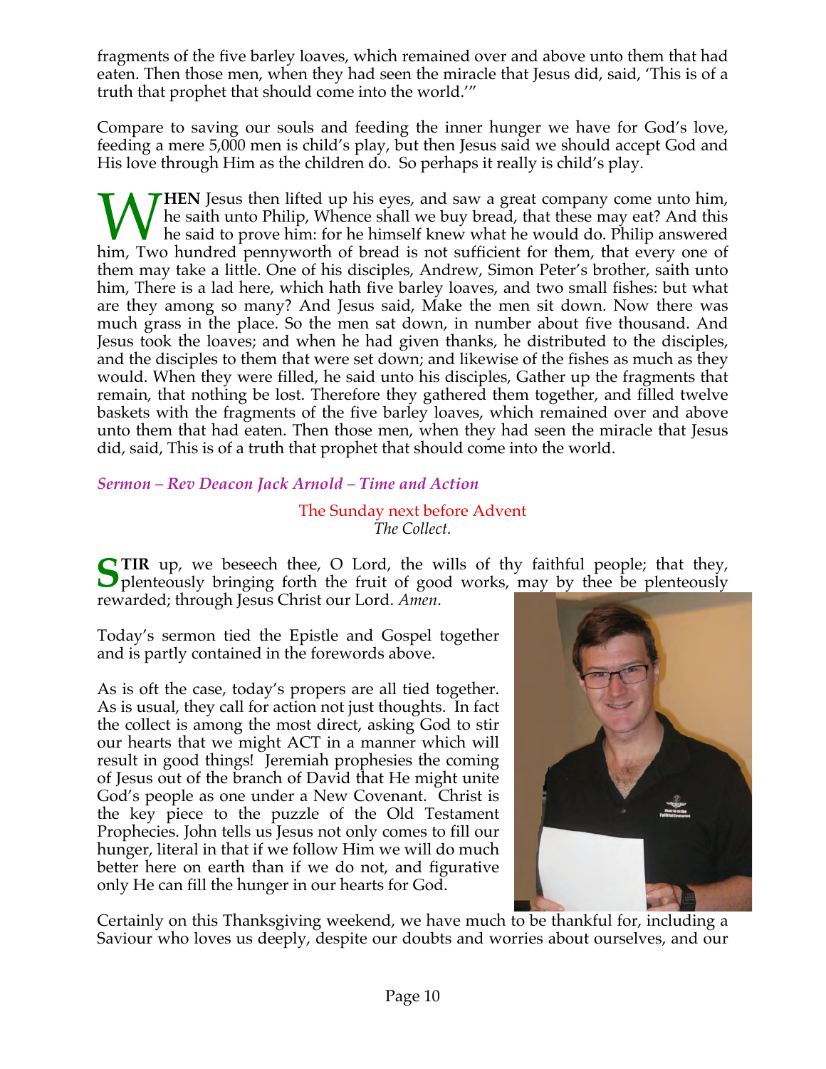fragments of the five barley loaves, which remained over and above unto them that had eaten. Then those men, when they had seen the miracle that Jesus did, said, 'This is of a truth that prophet that should come into the world.'"

Compare to saving our souls and feeding the inner hunger we have for God's love, feeding a mere 5,000 men is child's play, but then Jesus said we should accept God and His love through Him as the children do. So perhaps it really is child's play.

**WHEN** Jesus then lifted up his eyes, and saw a great company come unto him, he saith unto Philip, Whence shall we buy bread, that these may eat? And this he said to prove him: for he himself knew what he would do. Philip answered him, Two hundred pennyworth of bread is not sufficient for them, that every one of them may take a little. One of his disciples, Andrew, Simon Peter's brother, saith unto him, There is a lad here, which hath five barley loaves, and two small fishes: but what are they among so many? And Jesus said, Make the men sit down. Now there was much grass in the place. So the men sat down, in number about five thousand. And Jesus took the loaves; and when he had given thanks, he distributed to the disciples, and the disciples to them that were set down; and likewise of the fishes as much as they would. When they were filled, he said unto his disciples, Gather up the fragments that remain, that nothing be lost. Therefore they gathered them together, and filled twelve baskets with the fragments of the five barley loaves, which remained over and above unto them that had eaten. Then those men, when they had seen the miracle that Jesus did, said, This is of a truth that prophet that should come into the world.

***Sermon – Rev Deacon Jack Arnold – Time and Action***

The Sunday next before Advent
*The Collect.*

**STIR** up, we beseech thee, O Lord, the wills of thy faithful people; that they, plenteously bringing forth the fruit of good works, may by thee be plenteously rewarded; through Jesus Christ our Lord. *Amen*.

Today's sermon tied the Epistle and Gospel together and is partly contained in the forewords above.

As is oft the case, today's propers are all tied together. As is usual, they call for action not just thoughts. In fact the collect is among the most direct, asking God to stir our hearts that we might ACT in a manner which will result in good things! Jeremiah prophesies the coming of Jesus out of the branch of David that He might unite God's people as one under a New Covenant. Christ is the key piece to the puzzle of the Old Testament Prophecies. John tells us Jesus not only comes to fill our hunger, literal in that if we follow Him we will do much better here on earth than if we do not, and figurative only He can fill the hunger in our hearts for God.

Certainly on this Thanksgiving weekend, we have much to be thankful for, including a Saviour who loves us deeply, despite our doubts and worries about ourselves, and our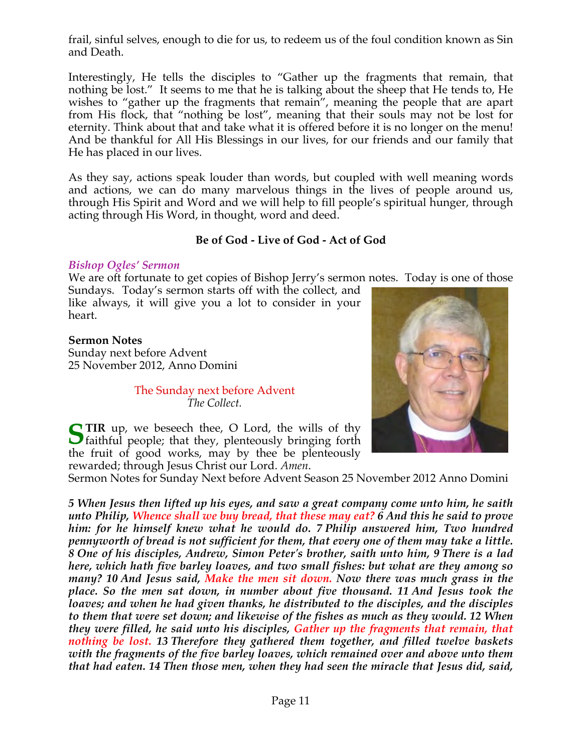frail, sinful selves, enough to die for us, to redeem us of the foul condition known as Sin and Death.

Interestingly, He tells the disciples to "Gather up the fragments that remain, that nothing be lost." It seems to me that he is talking about the sheep that He tends to, He wishes to "gather up the fragments that remain", meaning the people that are apart from His flock, that "nothing be lost", meaning that their souls may not be lost for eternity. Think about that and take what it is offered before it is no longer on the menu! And be thankful for All His Blessings in our lives, for our friends and our family that He has placed in our lives.

As they say, actions speak louder than words, but coupled with well meaning words and actions, we can do many marvelous things in the lives of people around us, through His Spirit and Word and we will help to fill people's spiritual hunger, through acting through His Word, in thought, word and deed.

**Be of God - Live of God - Act of God**

### *Bishop Ogles' Sermon*

We are oft fortunate to get copies of Bishop Jerry's sermon notes. Today is one of those Sundays. Today's sermon starts off with the collect, and like always, it will give you a lot to consider in your heart.

**Sermon Notes**
Sunday next before Advent
25 November 2012, Anno Domini

The Sunday next before Advent
*The Collect.*

**STIR** up, we beseech thee, O Lord, the wills of thy faithful people; that they, plenteously bringing forth the fruit of good works, may by thee be plenteously rewarded; through Jesus Christ our Lord. *Amen.*

Sermon Notes for Sunday Next before Advent Season 25 November 2012 Anno Domini

***5 When Jesus then lifted up his eyes, and saw a great company come unto him, he saith unto Philip, Whence shall we buy bread, that these may eat? 6 And this he said to prove him: for he himself knew what he would do. 7 Philip answered him, Two hundred pennyworth of bread is not sufficient for them, that every one of them may take a little. 8 One of his disciples, Andrew, Simon Peter's brother, saith unto him, 9 There is a lad here, which hath five barley loaves, and two small fishes: but what are they among so many? 10 And Jesus said, Make the men sit down. Now there was much grass in the place. So the men sat down, in number about five thousand. 11 And Jesus took the loaves; and when he had given thanks, he distributed to the disciples, and the disciples to them that were set down; and likewise of the fishes as much as they would. 12 When they were filled, he said unto his disciples, Gather up the fragments that remain, that nothing be lost. 13 Therefore they gathered them together, and filled twelve baskets with the fragments of the five barley loaves, which remained over and above unto them that had eaten. 14 Then those men, when they had seen the miracle that Jesus did, said,***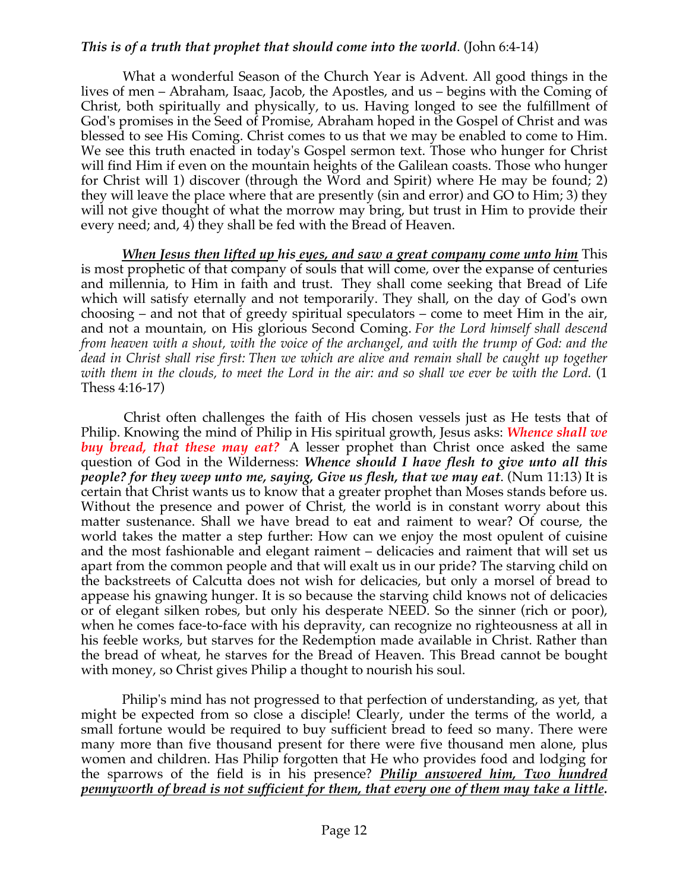***This is of a truth that prophet that should come into the world*.** (John 6:4-14)

What a wonderful Season of the Church Year is Advent. All good things in the lives of men – Abraham, Isaac, Jacob, the Apostles, and us – begins with the Coming of Christ, both spiritually and physically, to us. Having longed to see the fulfillment of God's promises in the Seed of Promise, Abraham hoped in the Gospel of Christ and was blessed to see His Coming. Christ comes to us that we may be enabled to come to Him. We see this truth enacted in today's Gospel sermon text. Those who hunger for Christ will find Him if even on the mountain heights of the Galilean coasts. Those who hunger for Christ will 1) discover (through the Word and Spirit) where He may be found; 2) they will leave the place where that are presently (sin and error) and GO to Him; 3) they will not give thought of what the morrow may bring, but trust in Him to provide their every need; and, 4) they shall be fed with the Bread of Heaven.

***When Jesus then lifted up his eyes, and saw a great company come unto him*** This is most prophetic of that company of souls that will come, over the expanse of centuries and millennia, to Him in faith and trust. They shall come seeking that Bread of Life which will satisfy eternally and not temporarily. They shall, on the day of God's own choosing – and not that of greedy spiritual speculators – come to meet Him in the air, and not a mountain, on His glorious Second Coming. *For the Lord himself shall descend from heaven with a shout, with the voice of the archangel, and with the trump of God: and the dead in Christ shall rise first: Then we which are alive and remain shall be caught up together with them in the clouds, to meet the Lord in the air: and so shall we ever be with the Lord.* (1 Thess 4:16-17)

Christ often challenges the faith of His chosen vessels just as He tests that of Philip. Knowing the mind of Philip in His spiritual growth, Jesus asks: ***Whence shall we buy bread, that these may eat?*** A lesser prophet than Christ once asked the same question of God in the Wilderness: ***Whence should I have flesh to give unto all this people? for they weep unto me, saying, Give us flesh, that we may eat*.** (Num 11:13) It is certain that Christ wants us to know that a greater prophet than Moses stands before us. Without the presence and power of Christ, the world is in constant worry about this matter sustenance. Shall we have bread to eat and raiment to wear? Of course, the world takes the matter a step further: How can we enjoy the most opulent of cuisine and the most fashionable and elegant raiment – delicacies and raiment that will set us apart from the common people and that will exalt us in our pride? The starving child on the backstreets of Calcutta does not wish for delicacies, but only a morsel of bread to appease his gnawing hunger. It is so because the starving child knows not of delicacies or of elegant silken robes, but only his desperate NEED. So the sinner (rich or poor), when he comes face-to-face with his depravity, can recognize no righteousness at all in his feeble works, but starves for the Redemption made available in Christ. Rather than the bread of wheat, he starves for the Bread of Heaven. This Bread cannot be bought with money, so Christ gives Philip a thought to nourish his soul.

Philip's mind has not progressed to that perfection of understanding, as yet, that might be expected from so close a disciple! Clearly, under the terms of the world, a small fortune would be required to buy sufficient bread to feed so many. There were many more than five thousand present for there were five thousand men alone, plus women and children. Has Philip forgotten that He who provides food and lodging for the sparrows of the field is in his presence? ***Philip answered him, Two hundred pennyworth of bread is not sufficient for them, that every one of them may take a little*.**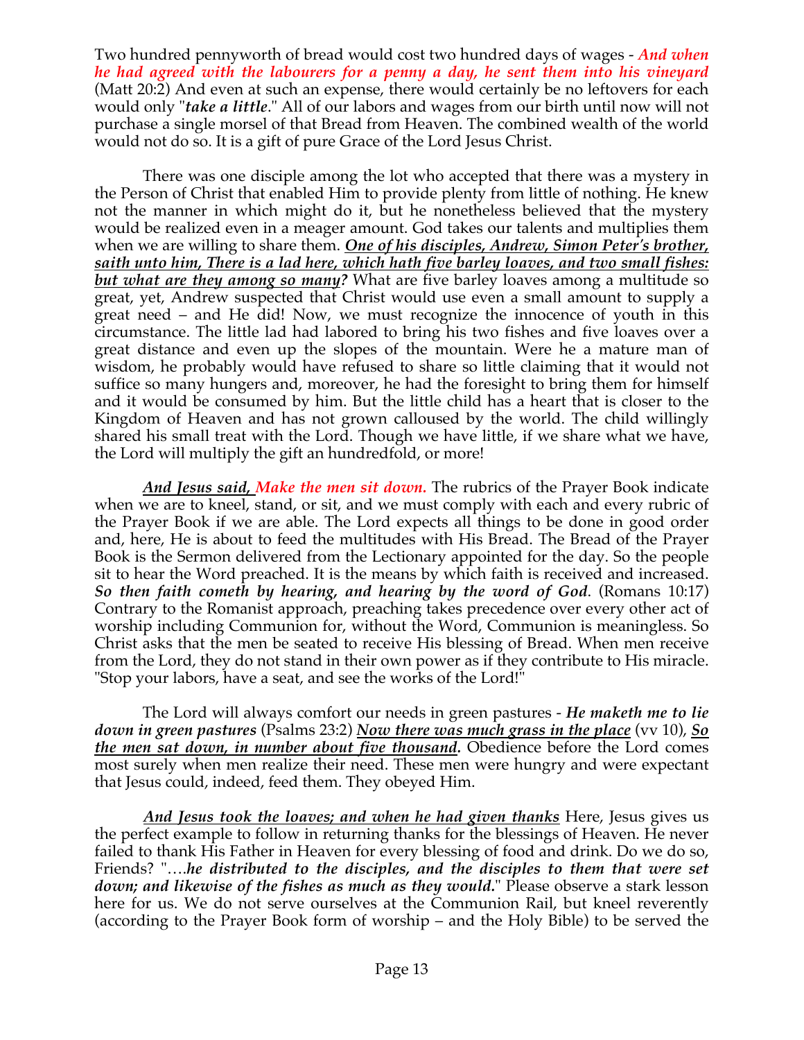Two hundred pennyworth of bread would cost two hundred days of wages - ***And when he had agreed with the labourers for a penny a day, he sent them into his vineyard*** (Matt 20:2) And even at such an expense, there would certainly be no leftovers for each would only "***take a little***." All of our labors and wages from our birth until now will not purchase a single morsel of that Bread from Heaven. The combined wealth of the world would not do so. It is a gift of pure Grace of the Lord Jesus Christ.

There was one disciple among the lot who accepted that there was a mystery in the Person of Christ that enabled Him to provide plenty from little of nothing. He knew not the manner in which might do it, but he nonetheless believed that the mystery would be realized even in a meager amount. God takes our talents and multiplies them when we are willing to share them. ***One of his disciples, Andrew, Simon Peter's brother, saith unto him, There is a lad here, which hath five barley loaves, and two small fishes: but what are they among so many?*** What are five barley loaves among a multitude so great, yet, Andrew suspected that Christ would use even a small amount to supply a great need – and He did! Now, we must recognize the innocence of youth in this circumstance. The little lad had labored to bring his two fishes and five loaves over a great distance and even up the slopes of the mountain. Were he a mature man of wisdom, he probably would have refused to share so little claiming that it would not suffice so many hungers and, moreover, he had the foresight to bring them for himself and it would be consumed by him. But the little child has a heart that is closer to the Kingdom of Heaven and has not grown calloused by the world. The child willingly shared his small treat with the Lord. Though we have little, if we share what we have, the Lord will multiply the gift an hundredfold, or more!

***And Jesus said, Make the men sit down.*** The rubrics of the Prayer Book indicate when we are to kneel, stand, or sit, and we must comply with each and every rubric of the Prayer Book if we are able. The Lord expects all things to be done in good order and, here, He is about to feed the multitudes with His Bread. The Bread of the Prayer Book is the Sermon delivered from the Lectionary appointed for the day. So the people sit to hear the Word preached. It is the means by which faith is received and increased. ***So then faith cometh by hearing, and hearing by the word of God***. (Romans 10:17) Contrary to the Romanist approach, preaching takes precedence over every other act of worship including Communion for, without the Word, Communion is meaningless. So Christ asks that the men be seated to receive His blessing of Bread. When men receive from the Lord, they do not stand in their own power as if they contribute to His miracle. "Stop your labors, have a seat, and see the works of the Lord!"

The Lord will always comfort our needs in green pastures - ***He maketh me to lie down in green pastures*** (Psalms 23:2) ***Now there was much grass in the place*** (vv 10), ***So the men sat down, in number about five thousand.*** Obedience before the Lord comes most surely when men realize their need. These men were hungry and were expectant that Jesus could, indeed, feed them. They obeyed Him.

***And Jesus took the loaves; and when he had given thanks*** Here, Jesus gives us the perfect example to follow in returning thanks for the blessings of Heaven. He never failed to thank His Father in Heaven for every blessing of food and drink. Do we do so, Friends? "….***he distributed to the disciples, and the disciples to them that were set down; and likewise of the fishes as much as they would.***" Please observe a stark lesson here for us. We do not serve ourselves at the Communion Rail, but kneel reverently (according to the Prayer Book form of worship – and the Holy Bible) to be served the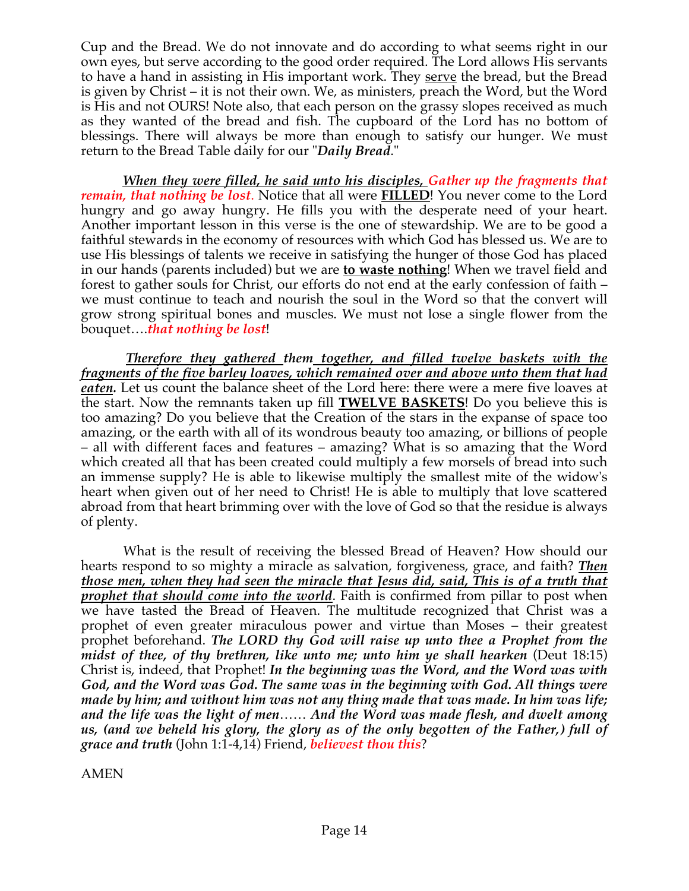Cup and the Bread. We do not innovate and do according to what seems right in our own eyes, but serve according to the good order required. The Lord allows His servants to have a hand in assisting in His important work. They serve the bread, but the Bread is given by Christ – it is not their own. We, as ministers, preach the Word, but the Word is His and not OURS! Note also, that each person on the grassy slopes received as much as they wanted of the bread and fish. The cupboard of the Lord has no bottom of blessings. There will always be more than enough to satisfy our hunger. We must return to the Bread Table daily for our "*Daily Bread*."

***When they were filled, he said unto his disciples, Gather up the fragments that remain, that nothing be lost***. Notice that all were **FILLED**! You never come to the Lord hungry and go away hungry. He fills you with the desperate need of your heart. Another important lesson in this verse is the one of stewardship. We are to be good a faithful stewards in the economy of resources with which God has blessed us. We are to use His blessings of talents we receive in satisfying the hunger of those God has placed in our hands (parents included) but we are **to waste nothing**! When we travel field and forest to gather souls for Christ, our efforts do not end at the early confession of faith – we must continue to teach and nourish the soul in the Word so that the convert will grow strong spiritual bones and muscles. We must not lose a single flower from the bouquet….*that nothing be lost*!

***Therefore they gathered them together, and filled twelve baskets with the fragments of the five barley loaves, which remained over and above unto them that had eaten.*** Let us count the balance sheet of the Lord here: there were a mere five loaves at the start. Now the remnants taken up fill **TWELVE BASKETS**! Do you believe this is too amazing? Do you believe that the Creation of the stars in the expanse of space too amazing, or the earth with all of its wondrous beauty too amazing, or billions of people – all with different faces and features – amazing? What is so amazing that the Word which created all that has been created could multiply a few morsels of bread into such an immense supply? He is able to likewise multiply the smallest mite of the widow's heart when given out of her need to Christ! He is able to multiply that love scattered abroad from that heart brimming over with the love of God so that the residue is always of plenty.

What is the result of receiving the blessed Bread of Heaven? How should our hearts respond to so mighty a miracle as salvation, forgiveness, grace, and faith? ***Then those men, when they had seen the miracle that Jesus did, said, This is of a truth that prophet that should come into the world***. Faith is confirmed from pillar to post when we have tasted the Bread of Heaven. The multitude recognized that Christ was a prophet of even greater miraculous power and virtue than Moses – their greatest prophet beforehand. ***The LORD thy God will raise up unto thee a Prophet from the midst of thee, of thy brethren, like unto me; unto him ye shall hearken*** (Deut 18:15) Christ is, indeed, that Prophet! ***In the beginning was the Word, and the Word was with God, and the Word was God. The same was in the beginning with God. All things were made by him; and without him was not any thing made that was made. In him was life; and the life was the light of men****……* ***And the Word was made flesh, and dwelt among us, (and we beheld his glory, the glory as of the only begotten of the Father,) full of grace and truth*** (John 1:1-4,14) Friend, ***believest thou this***?

AMEN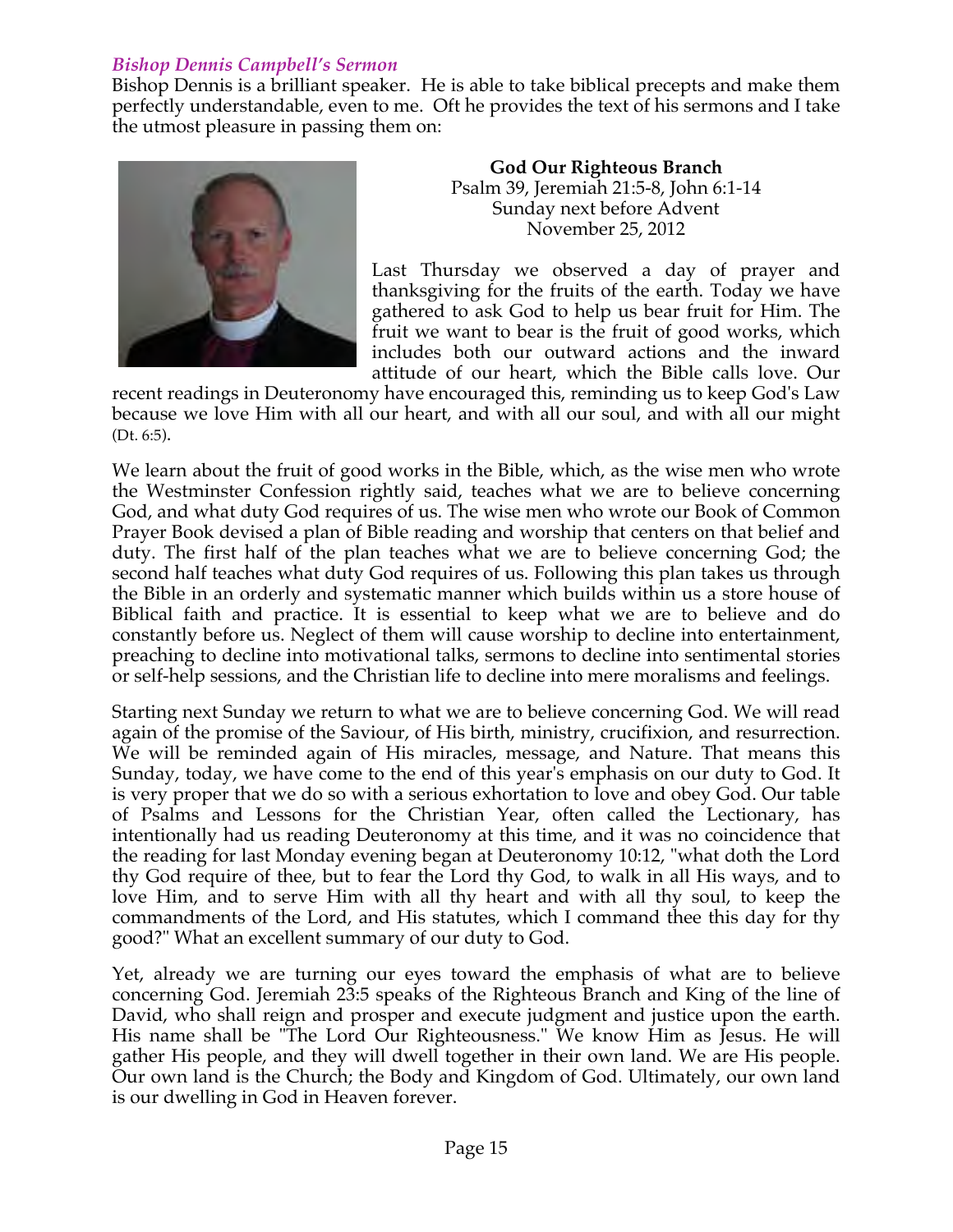### *Bishop Dennis Campbell's Sermon*

Bishop Dennis is a brilliant speaker. He is able to take biblical precepts and make them perfectly understandable, even to me. Oft he provides the text of his sermons and I take the utmost pleasure in passing them on:

**God Our Righteous Branch**
Psalm 39, Jeremiah 21:5-8, John 6:1-14
Sunday next before Advent
November 25, 2012

Last Thursday we observed a day of prayer and thanksgiving for the fruits of the earth. Today we have gathered to ask God to help us bear fruit for Him. The fruit we want to bear is the fruit of good works, which includes both our outward actions and the inward attitude of our heart, which the Bible calls love. Our recent readings in Deuteronomy have encouraged this, reminding us to keep God's Law because we love Him with all our heart, and with all our soul, and with all our might (Dt. 6:5).

We learn about the fruit of good works in the Bible, which, as the wise men who wrote the Westminster Confession rightly said, teaches what we are to believe concerning God, and what duty God requires of us. The wise men who wrote our Book of Common Prayer Book devised a plan of Bible reading and worship that centers on that belief and duty. The first half of the plan teaches what we are to believe concerning God; the second half teaches what duty God requires of us. Following this plan takes us through the Bible in an orderly and systematic manner which builds within us a store house of Biblical faith and practice. It is essential to keep what we are to believe and do constantly before us. Neglect of them will cause worship to decline into entertainment, preaching to decline into motivational talks, sermons to decline into sentimental stories or self-help sessions, and the Christian life to decline into mere moralisms and feelings.

Starting next Sunday we return to what we are to believe concerning God. We will read again of the promise of the Saviour, of His birth, ministry, crucifixion, and resurrection. We will be reminded again of His miracles, message, and Nature. That means this Sunday, today, we have come to the end of this year's emphasis on our duty to God. It is very proper that we do so with a serious exhortation to love and obey God. Our table of Psalms and Lessons for the Christian Year, often called the Lectionary, has intentionally had us reading Deuteronomy at this time, and it was no coincidence that the reading for last Monday evening began at Deuteronomy 10:12, "what doth the Lord thy God require of thee, but to fear the Lord thy God, to walk in all His ways, and to love Him, and to serve Him with all thy heart and with all thy soul, to keep the commandments of the Lord, and His statutes, which I command thee this day for thy good?" What an excellent summary of our duty to God.

Yet, already we are turning our eyes toward the emphasis of what are to believe concerning God. Jeremiah 23:5 speaks of the Righteous Branch and King of the line of David, who shall reign and prosper and execute judgment and justice upon the earth. His name shall be "The Lord Our Righteousness." We know Him as Jesus. He will gather His people, and they will dwell together in their own land. We are His people. Our own land is the Church; the Body and Kingdom of God. Ultimately, our own land is our dwelling in God in Heaven forever.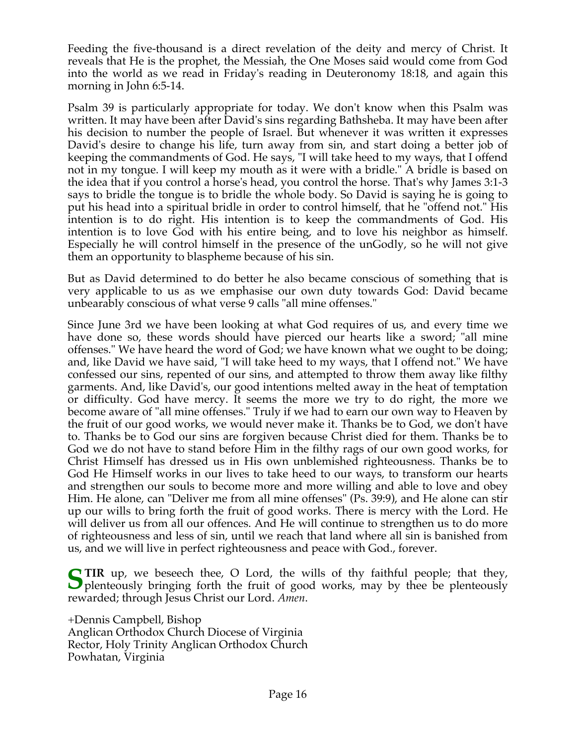Feeding the five-thousand is a direct revelation of the deity and mercy of Christ. It reveals that He is the prophet, the Messiah, the One Moses said would come from God into the world as we read in Friday's reading in Deuteronomy 18:18, and again this morning in John 6:5-14.

Psalm 39 is particularly appropriate for today. We don't know when this Psalm was written. It may have been after David's sins regarding Bathsheba. It may have been after his decision to number the people of Israel. But whenever it was written it expresses David's desire to change his life, turn away from sin, and start doing a better job of keeping the commandments of God. He says, "I will take heed to my ways, that I offend not in my tongue. I will keep my mouth as it were with a bridle." A bridle is based on the idea that if you control a horse's head, you control the horse. That's why James 3:1-3 says to bridle the tongue is to bridle the whole body. So David is saying he is going to put his head into a spiritual bridle in order to control himself, that he "offend not." His intention is to do right. His intention is to keep the commandments of God. His intention is to love God with his entire being, and to love his neighbor as himself. Especially he will control himself in the presence of the unGodly, so he will not give them an opportunity to blaspheme because of his sin.

But as David determined to do better he also became conscious of something that is very applicable to us as we emphasise our own duty towards God: David became unbearably conscious of what verse 9 calls "all mine offenses."

Since June 3rd we have been looking at what God requires of us, and every time we have done so, these words should have pierced our hearts like a sword; "all mine offenses." We have heard the word of God; we have known what we ought to be doing; and, like David we have said, "I will take heed to my ways, that I offend not." We have confessed our sins, repented of our sins, and attempted to throw them away like filthy garments. And, like David's, our good intentions melted away in the heat of temptation or difficulty. God have mercy. It seems the more we try to do right, the more we become aware of "all mine offenses." Truly if we had to earn our own way to Heaven by the fruit of our good works, we would never make it. Thanks be to God, we don't have to. Thanks be to God our sins are forgiven because Christ died for them. Thanks be to God we do not have to stand before Him in the filthy rags of our own good works, for Christ Himself has dressed us in His own unblemished righteousness. Thanks be to God He Himself works in our lives to take heed to our ways, to transform our hearts and strengthen our souls to become more and more willing and able to love and obey Him. He alone, can "Deliver me from all mine offenses" (Ps. 39:9), and He alone can stir up our wills to bring forth the fruit of good works. There is mercy with the Lord. He will deliver us from all our offences. And He will continue to strengthen us to do more of righteousness and less of sin, until we reach that land where all sin is banished from us, and we will live in perfect righteousness and peace with God., forever.

**STIR** up, we beseech thee, O Lord, the wills of thy faithful people; that they, plenteously bringing forth the fruit of good works, may by thee be plenteously rewarded; through Jesus Christ our Lord. *Amen*.

+Dennis Campbell, Bishop
Anglican Orthodox Church Diocese of Virginia
Rector, Holy Trinity Anglican Orthodox Church
Powhatan, Virginia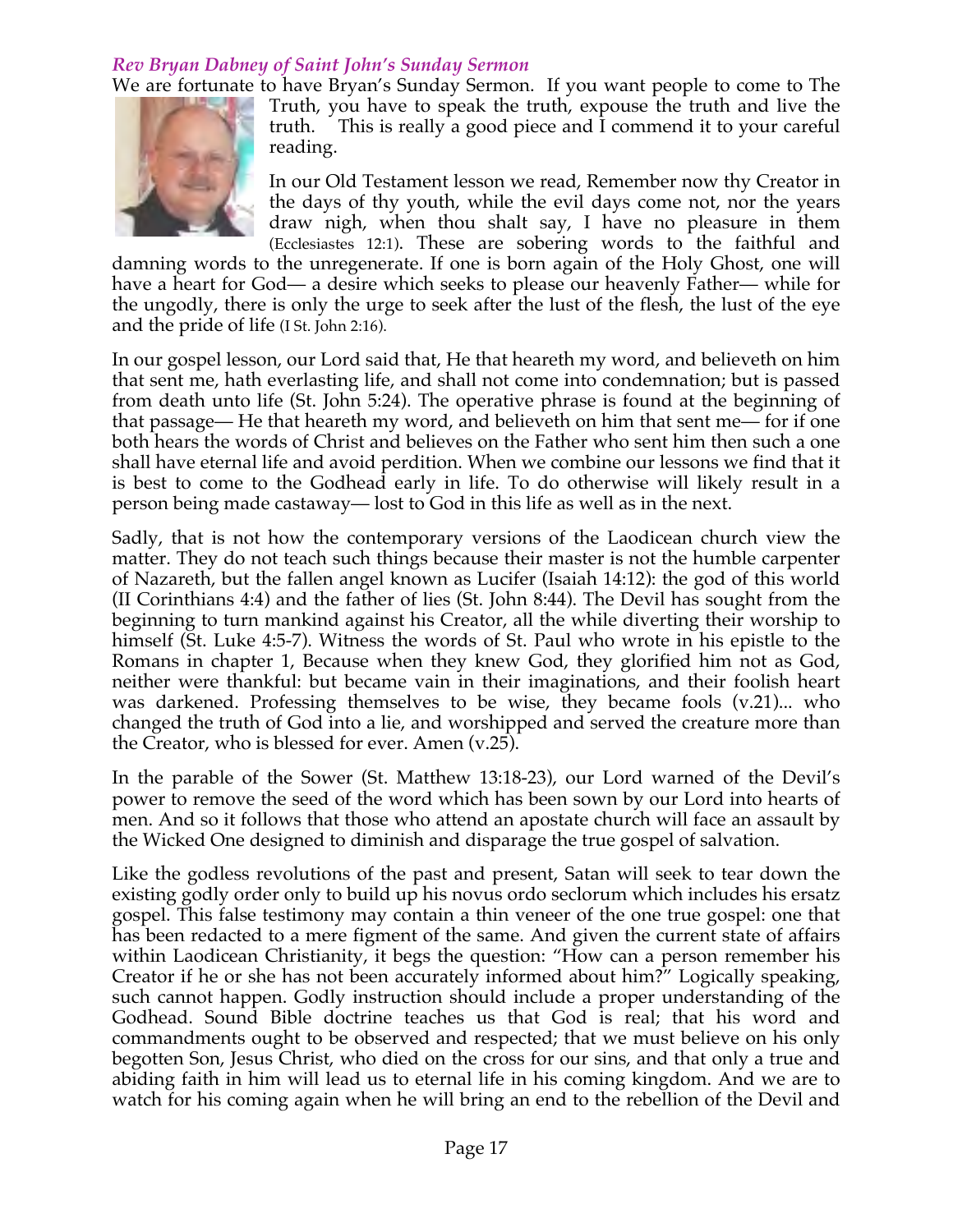### *Rev Bryan Dabney of Saint John's Sunday Sermon*

We are fortunate to have Bryan's Sunday Sermon. If you want people to come to The Truth, you have to speak the truth, expouse the truth and live the truth. This is really a good piece and I commend it to your careful reading.

In our Old Testament lesson we read, Remember now thy Creator in the days of thy youth, while the evil days come not, nor the years draw nigh, when thou shalt say, I have no pleasure in them (Ecclesiastes 12:1). These are sobering words to the faithful and damning words to the unregenerate. If one is born again of the Holy Ghost, one will have a heart for God— a desire which seeks to please our heavenly Father— while for the ungodly, there is only the urge to seek after the lust of the flesh, the lust of the eye and the pride of life (I St. John 2:16).

In our gospel lesson, our Lord said that, He that heareth my word, and believeth on him that sent me, hath everlasting life, and shall not come into condemnation; but is passed from death unto life (St. John 5:24). The operative phrase is found at the beginning of that passage— He that heareth my word, and believeth on him that sent me— for if one both hears the words of Christ and believes on the Father who sent him then such a one shall have eternal life and avoid perdition. When we combine our lessons we find that it is best to come to the Godhead early in life. To do otherwise will likely result in a person being made castaway— lost to God in this life as well as in the next.

Sadly, that is not how the contemporary versions of the Laodicean church view the matter. They do not teach such things because their master is not the humble carpenter of Nazareth, but the fallen angel known as Lucifer (Isaiah 14:12): the god of this world (II Corinthians 4:4) and the father of lies (St. John 8:44). The Devil has sought from the beginning to turn mankind against his Creator, all the while diverting their worship to himself (St. Luke 4:5-7). Witness the words of St. Paul who wrote in his epistle to the Romans in chapter 1, Because when they knew God, they glorified him not as God, neither were thankful: but became vain in their imaginations, and their foolish heart was darkened. Professing themselves to be wise, they became fools (v.21)... who changed the truth of God into a lie, and worshipped and served the creature more than the Creator, who is blessed for ever. Amen (v.25).

In the parable of the Sower (St. Matthew 13:18-23), our Lord warned of the Devil's power to remove the seed of the word which has been sown by our Lord into hearts of men. And so it follows that those who attend an apostate church will face an assault by the Wicked One designed to diminish and disparage the true gospel of salvation.

Like the godless revolutions of the past and present, Satan will seek to tear down the existing godly order only to build up his novus ordo seclorum which includes his ersatz gospel. This false testimony may contain a thin veneer of the one true gospel: one that has been redacted to a mere figment of the same. And given the current state of affairs within Laodicean Christianity, it begs the question: "How can a person remember his Creator if he or she has not been accurately informed about him?" Logically speaking, such cannot happen. Godly instruction should include a proper understanding of the Godhead. Sound Bible doctrine teaches us that God is real; that his word and commandments ought to be observed and respected; that we must believe on his only begotten Son, Jesus Christ, who died on the cross for our sins, and that only a true and abiding faith in him will lead us to eternal life in his coming kingdom. And we are to watch for his coming again when he will bring an end to the rebellion of the Devil and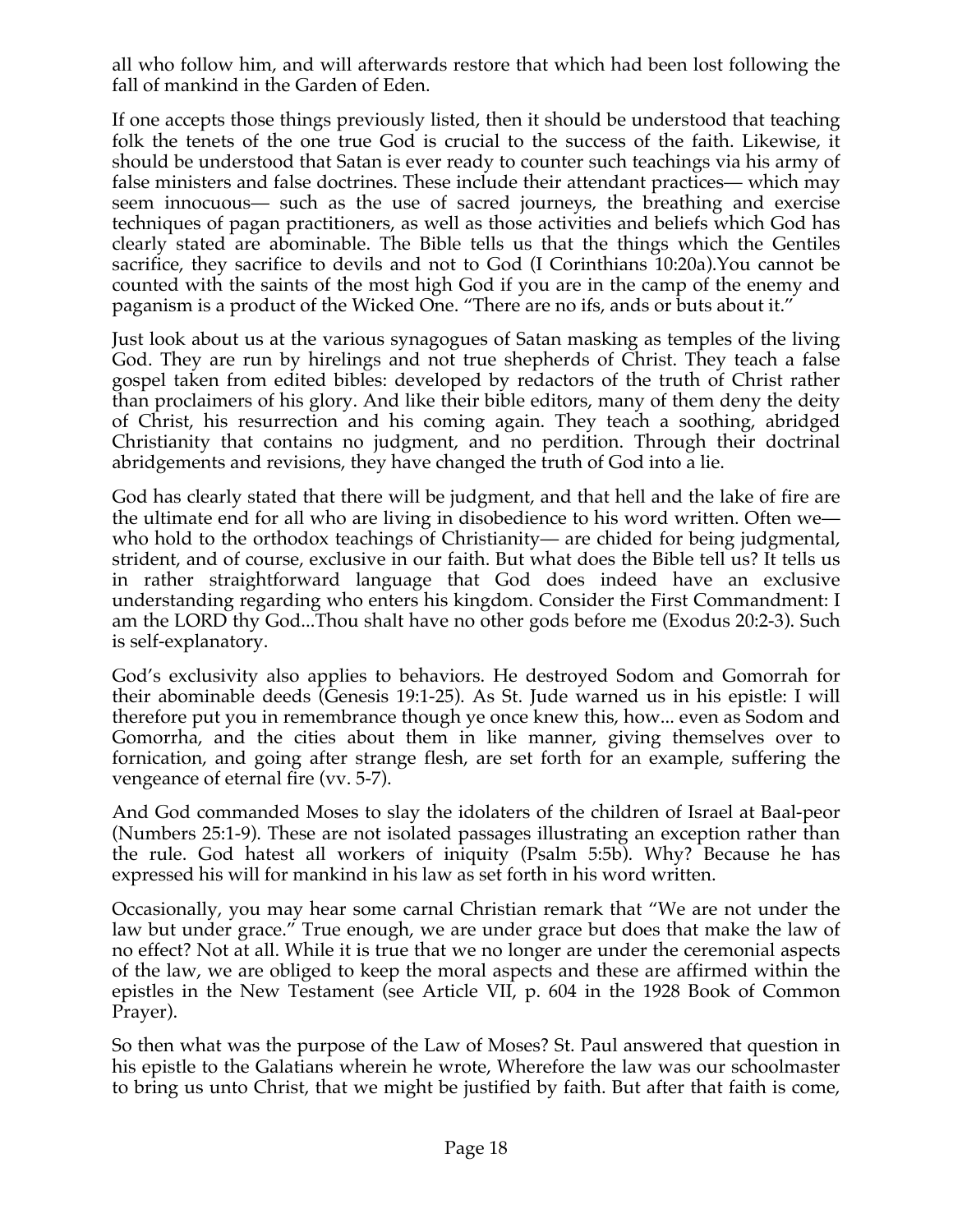all who follow him, and will afterwards restore that which had been lost following the fall of mankind in the Garden of Eden.

If one accepts those things previously listed, then it should be understood that teaching folk the tenets of the one true God is crucial to the success of the faith. Likewise, it should be understood that Satan is ever ready to counter such teachings via his army of false ministers and false doctrines. These include their attendant practices— which may seem innocuous— such as the use of sacred journeys, the breathing and exercise techniques of pagan practitioners, as well as those activities and beliefs which God has clearly stated are abominable. The Bible tells us that the things which the Gentiles sacrifice, they sacrifice to devils and not to God (I Corinthians 10:20a).You cannot be counted with the saints of the most high God if you are in the camp of the enemy and paganism is a product of the Wicked One. "There are no ifs, ands or buts about it."

Just look about us at the various synagogues of Satan masking as temples of the living God. They are run by hirelings and not true shepherds of Christ. They teach a false gospel taken from edited bibles: developed by redactors of the truth of Christ rather than proclaimers of his glory. And like their bible editors, many of them deny the deity of Christ, his resurrection and his coming again. They teach a soothing, abridged Christianity that contains no judgment, and no perdition. Through their doctrinal abridgements and revisions, they have changed the truth of God into a lie.

God has clearly stated that there will be judgment, and that hell and the lake of fire are the ultimate end for all who are living in disobedience to his word written. Often we— who hold to the orthodox teachings of Christianity— are chided for being judgmental, strident, and of course, exclusive in our faith. But what does the Bible tell us? It tells us in rather straightforward language that God does indeed have an exclusive understanding regarding who enters his kingdom. Consider the First Commandment: I am the LORD thy God...Thou shalt have no other gods before me (Exodus 20:2-3). Such is self-explanatory.

God's exclusivity also applies to behaviors. He destroyed Sodom and Gomorrah for their abominable deeds (Genesis 19:1-25). As St. Jude warned us in his epistle: I will therefore put you in remembrance though ye once knew this, how... even as Sodom and Gomorrha, and the cities about them in like manner, giving themselves over to fornication, and going after strange flesh, are set forth for an example, suffering the vengeance of eternal fire (vv. 5-7).

And God commanded Moses to slay the idolaters of the children of Israel at Baal-peor (Numbers 25:1-9). These are not isolated passages illustrating an exception rather than the rule. God hatest all workers of iniquity (Psalm 5:5b). Why? Because he has expressed his will for mankind in his law as set forth in his word written.

Occasionally, you may hear some carnal Christian remark that "We are not under the law but under grace." True enough, we are under grace but does that make the law of no effect? Not at all. While it is true that we no longer are under the ceremonial aspects of the law, we are obliged to keep the moral aspects and these are affirmed within the epistles in the New Testament (see Article VII, p. 604 in the 1928 Book of Common Prayer).

So then what was the purpose of the Law of Moses? St. Paul answered that question in his epistle to the Galatians wherein he wrote, Wherefore the law was our schoolmaster to bring us unto Christ, that we might be justified by faith. But after that faith is come,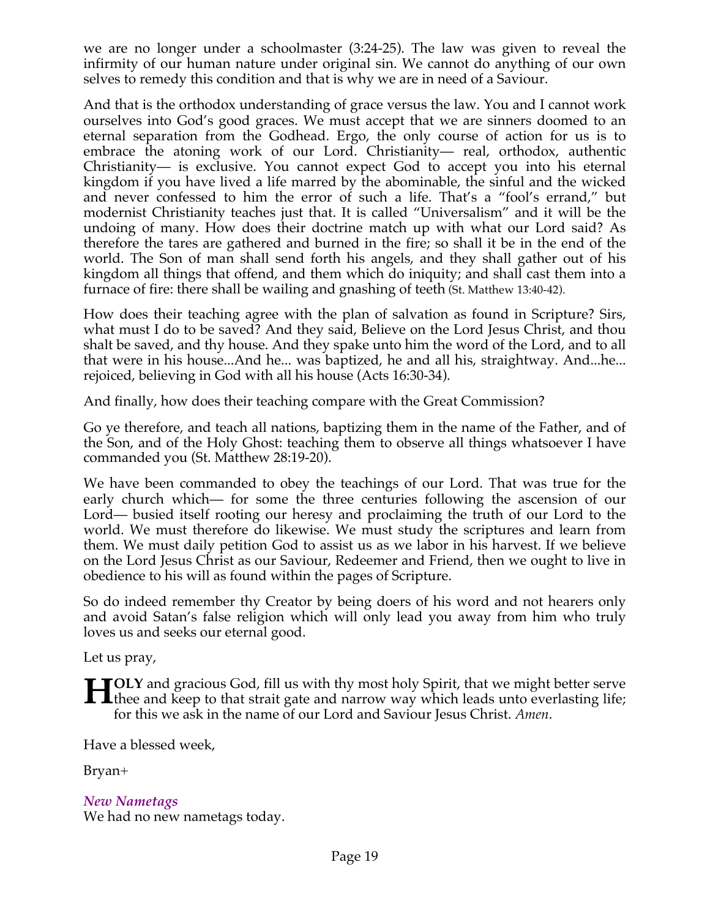we are no longer under a schoolmaster (3:24-25). The law was given to reveal the infirmity of our human nature under original sin. We cannot do anything of our own selves to remedy this condition and that is why we are in need of a Saviour.

And that is the orthodox understanding of grace versus the law. You and I cannot work ourselves into God's good graces. We must accept that we are sinners doomed to an eternal separation from the Godhead. Ergo, the only course of action for us is to embrace the atoning work of our Lord. Christianity— real, orthodox, authentic Christianity— is exclusive. You cannot expect God to accept you into his eternal kingdom if you have lived a life marred by the abominable, the sinful and the wicked and never confessed to him the error of such a life. That's a "fool's errand," but modernist Christianity teaches just that. It is called "Universalism" and it will be the undoing of many. How does their doctrine match up with what our Lord said? As therefore the tares are gathered and burned in the fire; so shall it be in the end of the world. The Son of man shall send forth his angels, and they shall gather out of his kingdom all things that offend, and them which do iniquity; and shall cast them into a furnace of fire: there shall be wailing and gnashing of teeth (St. Matthew 13:40-42).

How does their teaching agree with the plan of salvation as found in Scripture? Sirs, what must I do to be saved? And they said, Believe on the Lord Jesus Christ, and thou shalt be saved, and thy house. And they spake unto him the word of the Lord, and to all that were in his house...And he... was baptized, he and all his, straightway. And...he... rejoiced, believing in God with all his house (Acts 16:30-34).

And finally, how does their teaching compare with the Great Commission?

Go ye therefore, and teach all nations, baptizing them in the name of the Father, and of the Son, and of the Holy Ghost: teaching them to observe all things whatsoever I have commanded you (St. Matthew 28:19-20).

We have been commanded to obey the teachings of our Lord. That was true for the early church which— for some the three centuries following the ascension of our Lord— busied itself rooting our heresy and proclaiming the truth of our Lord to the world. We must therefore do likewise. We must study the scriptures and learn from them. We must daily petition God to assist us as we labor in his harvest. If we believe on the Lord Jesus Christ as our Saviour, Redeemer and Friend, then we ought to live in obedience to his will as found within the pages of Scripture.

So do indeed remember thy Creator by being doers of his word and not hearers only and avoid Satan's false religion which will only lead you away from him who truly loves us and seeks our eternal good.

Let us pray,

**HOLY** and gracious God, fill us with thy most holy Spirit, that we might better serve thee and keep to that strait gate and narrow way which leads unto everlasting life; for this we ask in the name of our Lord and Saviour Jesus Christ. *Amen*.

Have a blessed week,

Bryan+

***New Nametags***

We had no new nametags today.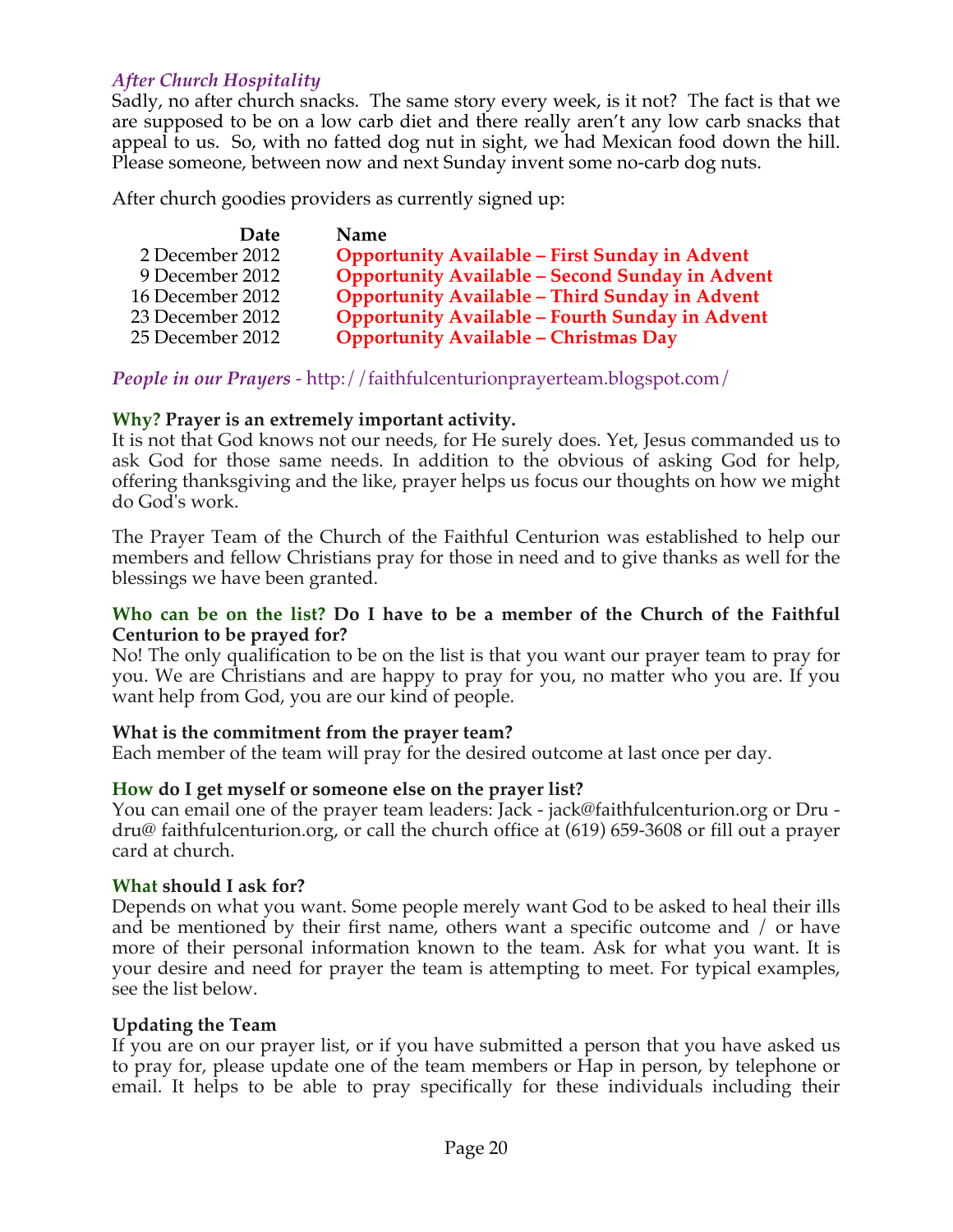### *After Church Hospitality*

Sadly, no after church snacks. The same story every week, is it not? The fact is that we are supposed to be on a low carb diet and there really aren't any low carb snacks that appeal to us. So, with no fatted dog nut in sight, we had Mexican food down the hill. Please someone, between now and next Sunday invent some no-carb dog nuts.

After church goodies providers as currently signed up:

| Date | Name |
|---|---|
| 2 December 2012 | **Opportunity Available – First Sunday in Advent** |
| 9 December 2012 | **Opportunity Available – Second Sunday in Advent** |
| 16 December 2012 | **Opportunity Available – Third Sunday in Advent** |
| 23 December 2012 | **Opportunity Available – Fourth Sunday in Advent** |
| 25 December 2012 | **Opportunity Available – Christmas Day** |

### *People in our Prayers* - http://faithfulcenturionprayerteam.blogspot.com/

**Why? Prayer is an extremely important activity.**

It is not that God knows not our needs, for He surely does. Yet, Jesus commanded us to ask God for those same needs. In addition to the obvious of asking God for help, offering thanksgiving and the like, prayer helps us focus our thoughts on how we might do God's work.

The Prayer Team of the Church of the Faithful Centurion was established to help our members and fellow Christians pray for those in need and to give thanks as well for the blessings we have been granted.

**Who can be on the list? Do I have to be a member of the Church of the Faithful Centurion to be prayed for?**

No! The only qualification to be on the list is that you want our prayer team to pray for you. We are Christians and are happy to pray for you, no matter who you are. If you want help from God, you are our kind of people.

**What is the commitment from the prayer team?**

Each member of the team will pray for the desired outcome at last once per day.

**How do I get myself or someone else on the prayer list?**

You can email one of the prayer team leaders: Jack - jack@faithfulcenturion.org or Dru - dru@ faithfulcenturion.org, or call the church office at (619) 659-3608 or fill out a prayer card at church.

**What should I ask for?**

Depends on what you want. Some people merely want God to be asked to heal their ills and be mentioned by their first name, others want a specific outcome and / or have more of their personal information known to the team. Ask for what you want. It is your desire and need for prayer the team is attempting to meet. For typical examples, see the list below.

**Updating the Team**

If you are on our prayer list, or if you have submitted a person that you have asked us to pray for, please update one of the team members or Hap in person, by telephone or email. It helps to be able to pray specifically for these individuals including their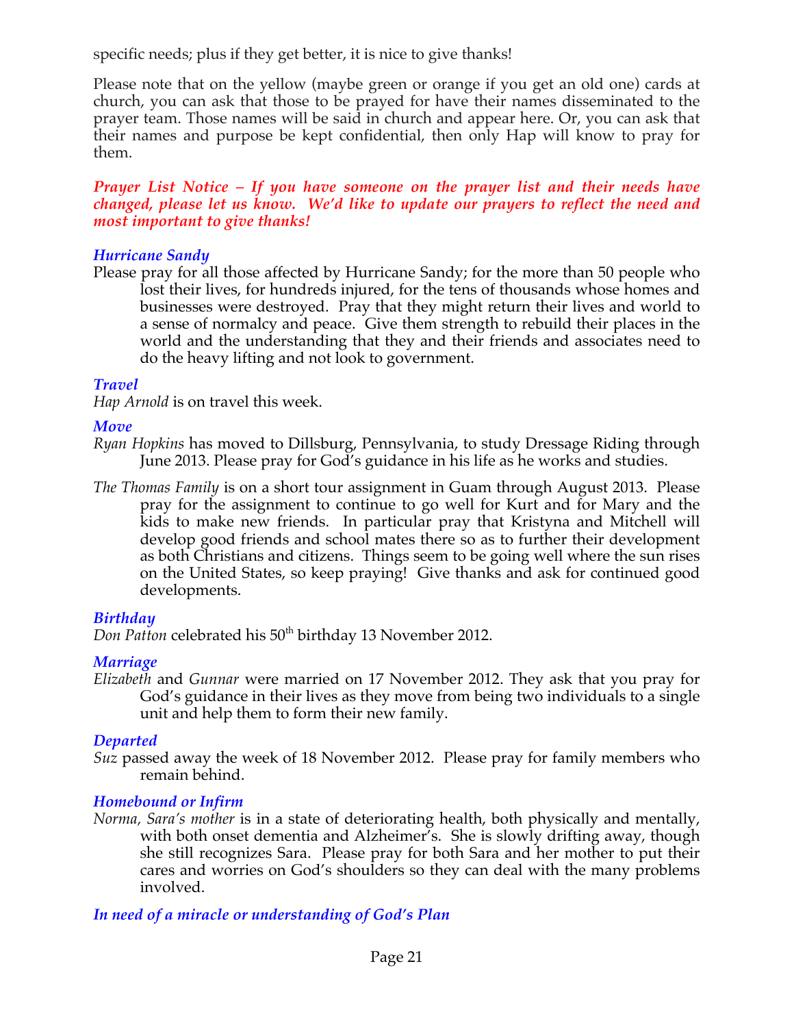specific needs; plus if they get better, it is nice to give thanks!

Please note that on the yellow (maybe green or orange if you get an old one) cards at church, you can ask that those to be prayed for have their names disseminated to the prayer team. Those names will be said in church and appear here. Or, you can ask that their names and purpose be kept confidential, then only Hap will know to pray for them.

***Prayer List Notice – If you have someone on the prayer list and their needs have changed, please let us know. We'd like to update our prayers to reflect the need and most important to give thanks!***

### *Hurricane Sandy*

Please pray for all those affected by Hurricane Sandy; for the more than 50 people who lost their lives, for hundreds injured, for the tens of thousands whose homes and businesses were destroyed. Pray that they might return their lives and world to a sense of normalcy and peace. Give them strength to rebuild their places in the world and the understanding that they and their friends and associates need to do the heavy lifting and not look to government.

### *Travel*

*Hap Arnold* is on travel this week.

### *Move*

*Ryan Hopkins* has moved to Dillsburg, Pennsylvania, to study Dressage Riding through June 2013. Please pray for God's guidance in his life as he works and studies.

*The Thomas Family* is on a short tour assignment in Guam through August 2013. Please pray for the assignment to continue to go well for Kurt and for Mary and the kids to make new friends. In particular pray that Kristyna and Mitchell will develop good friends and school mates there so as to further their development as both Christians and citizens. Things seem to be going well where the sun rises on the United States, so keep praying! Give thanks and ask for continued good developments.

### *Birthday*

*Don Patton* celebrated his 50th birthday 13 November 2012.

### *Marriage*

*Elizabeth* and *Gunnar* were married on 17 November 2012. They ask that you pray for God's guidance in their lives as they move from being two individuals to a single unit and help them to form their new family.

### *Departed*

*Suz* passed away the week of 18 November 2012. Please pray for family members who remain behind.

### *Homebound or Infirm*

*Norma, Sara's mother* is in a state of deteriorating health, both physically and mentally, with both onset dementia and Alzheimer's. She is slowly drifting away, though she still recognizes Sara. Please pray for both Sara and her mother to put their cares and worries on God's shoulders so they can deal with the many problems involved.

### *In need of a miracle or understanding of God's Plan*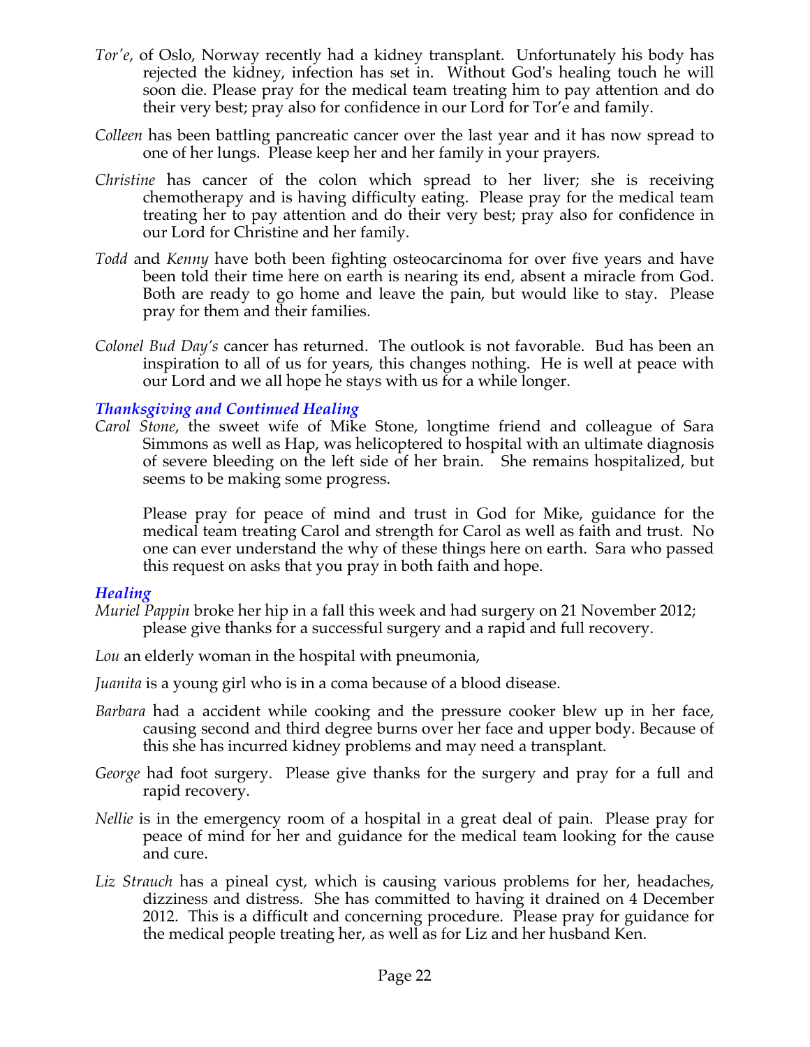*Tor'e*, of Oslo, Norway recently had a kidney transplant. Unfortunately his body has rejected the kidney, infection has set in. Without God's healing touch he will soon die. Please pray for the medical team treating him to pay attention and do their very best; pray also for confidence in our Lord for Tor'e and family.

*Colleen* has been battling pancreatic cancer over the last year and it has now spread to one of her lungs. Please keep her and her family in your prayers.

*Christine* has cancer of the colon which spread to her liver; she is receiving chemotherapy and is having difficulty eating. Please pray for the medical team treating her to pay attention and do their very best; pray also for confidence in our Lord for Christine and her family.

*Todd* and *Kenny* have both been fighting osteocarcinoma for over five years and have been told their time here on earth is nearing its end, absent a miracle from God. Both are ready to go home and leave the pain, but would like to stay. Please pray for them and their families.

*Colonel Bud Day's* cancer has returned. The outlook is not favorable. Bud has been an inspiration to all of us for years, this changes nothing. He is well at peace with our Lord and we all hope he stays with us for a while longer.

### *Thanksgiving and Continued Healing*

*Carol Stone*, the sweet wife of Mike Stone, longtime friend and colleague of Sara Simmons as well as Hap, was helicoptered to hospital with an ultimate diagnosis of severe bleeding on the left side of her brain. She remains hospitalized, but seems to be making some progress.

Please pray for peace of mind and trust in God for Mike, guidance for the medical team treating Carol and strength for Carol as well as faith and trust. No one can ever understand the why of these things here on earth. Sara who passed this request on asks that you pray in both faith and hope.

### *Healing*

*Muriel Pappin* broke her hip in a fall this week and had surgery on 21 November 2012; please give thanks for a successful surgery and a rapid and full recovery.

*Lou* an elderly woman in the hospital with pneumonia,

*Juanita* is a young girl who is in a coma because of a blood disease.

*Barbara* had a accident while cooking and the pressure cooker blew up in her face, causing second and third degree burns over her face and upper body. Because of this she has incurred kidney problems and may need a transplant.

*George* had foot surgery. Please give thanks for the surgery and pray for a full and rapid recovery.

*Nellie* is in the emergency room of a hospital in a great deal of pain. Please pray for peace of mind for her and guidance for the medical team looking for the cause and cure.

*Liz Strauch* has a pineal cyst, which is causing various problems for her, headaches, dizziness and distress. She has committed to having it drained on 4 December 2012. This is a difficult and concerning procedure. Please pray for guidance for the medical people treating her, as well as for Liz and her husband Ken.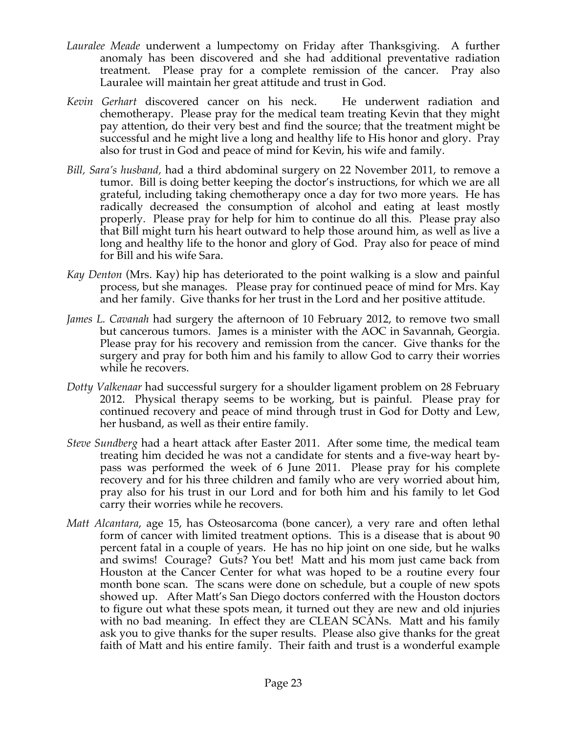*Lauralee Meade* underwent a lumpectomy on Friday after Thanksgiving. A further anomaly has been discovered and she had additional preventative radiation treatment. Please pray for a complete remission of the cancer. Pray also Lauralee will maintain her great attitude and trust in God.

*Kevin Gerhart* discovered cancer on his neck. He underwent radiation and chemotherapy. Please pray for the medical team treating Kevin that they might pay attention, do their very best and find the source; that the treatment might be successful and he might live a long and healthy life to His honor and glory. Pray also for trust in God and peace of mind for Kevin, his wife and family.

*Bill, Sara's husband,* had a third abdominal surgery on 22 November 2011, to remove a tumor. Bill is doing better keeping the doctor's instructions, for which we are all grateful, including taking chemotherapy once a day for two more years. He has radically decreased the consumption of alcohol and eating at least mostly properly. Please pray for help for him to continue do all this. Please pray also that Bill might turn his heart outward to help those around him, as well as live a long and healthy life to the honor and glory of God. Pray also for peace of mind for Bill and his wife Sara.

*Kay Denton* (Mrs. Kay) hip has deteriorated to the point walking is a slow and painful process, but she manages. Please pray for continued peace of mind for Mrs. Kay and her family. Give thanks for her trust in the Lord and her positive attitude.

*James L. Cavanah* had surgery the afternoon of 10 February 2012, to remove two small but cancerous tumors. James is a minister with the AOC in Savannah, Georgia. Please pray for his recovery and remission from the cancer. Give thanks for the surgery and pray for both him and his family to allow God to carry their worries while he recovers.

*Dotty Valkenaar* had successful surgery for a shoulder ligament problem on 28 February 2012. Physical therapy seems to be working, but is painful. Please pray for continued recovery and peace of mind through trust in God for Dotty and Lew, her husband, as well as their entire family.

*Steve Sundberg* had a heart attack after Easter 2011. After some time, the medical team treating him decided he was not a candidate for stents and a five-way heart by-pass was performed the week of 6 June 2011. Please pray for his complete recovery and for his three children and family who are very worried about him, pray also for his trust in our Lord and for both him and his family to let God carry their worries while he recovers.

*Matt Alcantara*, age 15, has Osteosarcoma (bone cancer), a very rare and often lethal form of cancer with limited treatment options. This is a disease that is about 90 percent fatal in a couple of years. He has no hip joint on one side, but he walks and swims! Courage? Guts? You bet! Matt and his mom just came back from Houston at the Cancer Center for what was hoped to be a routine every four month bone scan. The scans were done on schedule, but a couple of new spots showed up. After Matt's San Diego doctors conferred with the Houston doctors to figure out what these spots mean, it turned out they are new and old injuries with no bad meaning. In effect they are CLEAN SCANs. Matt and his family ask you to give thanks for the super results. Please also give thanks for the great faith of Matt and his entire family. Their faith and trust is a wonderful example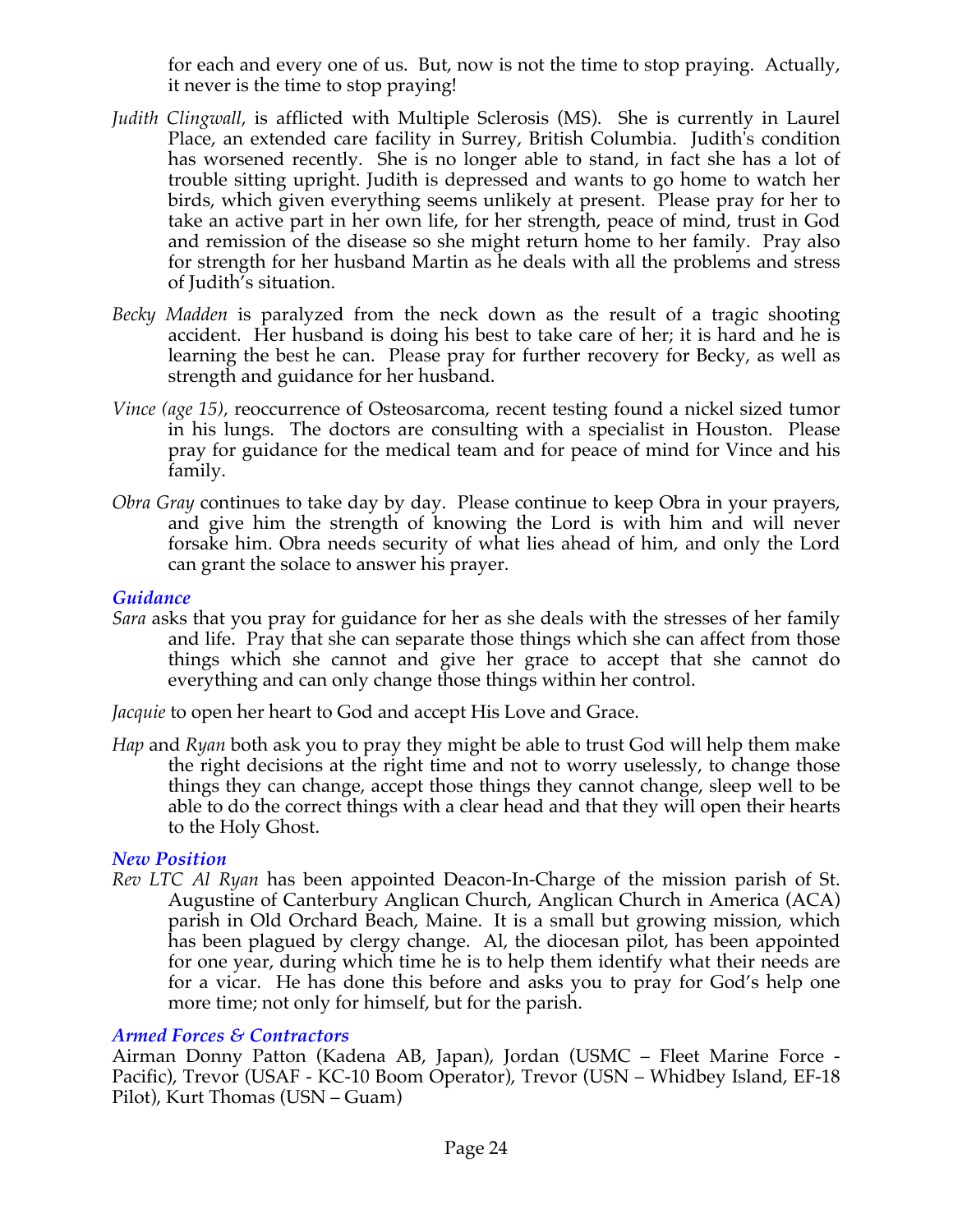for each and every one of us. But, now is not the time to stop praying. Actually, it never is the time to stop praying!

*Judith Clingwall*, is afflicted with Multiple Sclerosis (MS). She is currently in Laurel Place, an extended care facility in Surrey, British Columbia. Judith's condition has worsened recently. She is no longer able to stand, in fact she has a lot of trouble sitting upright. Judith is depressed and wants to go home to watch her birds, which given everything seems unlikely at present. Please pray for her to take an active part in her own life, for her strength, peace of mind, trust in God and remission of the disease so she might return home to her family. Pray also for strength for her husband Martin as he deals with all the problems and stress of Judith's situation.

*Becky Madden* is paralyzed from the neck down as the result of a tragic shooting accident. Her husband is doing his best to take care of her; it is hard and he is learning the best he can. Please pray for further recovery for Becky, as well as strength and guidance for her husband.

*Vince (age 15)*, reoccurrence of Osteosarcoma, recent testing found a nickel sized tumor in his lungs. The doctors are consulting with a specialist in Houston. Please pray for guidance for the medical team and for peace of mind for Vince and his family.

*Obra Gray* continues to take day by day. Please continue to keep Obra in your prayers, and give him the strength of knowing the Lord is with him and will never forsake him. Obra needs security of what lies ahead of him, and only the Lord can grant the solace to answer his prayer.

### *Guidance*

*Sara* asks that you pray for guidance for her as she deals with the stresses of her family and life. Pray that she can separate those things which she can affect from those things which she cannot and give her grace to accept that she cannot do everything and can only change those things within her control.

*Jacquie* to open her heart to God and accept His Love and Grace.

*Hap* and *Ryan* both ask you to pray they might be able to trust God will help them make the right decisions at the right time and not to worry uselessly, to change those things they can change, accept those things they cannot change, sleep well to be able to do the correct things with a clear head and that they will open their hearts to the Holy Ghost.

### *New Position*

*Rev LTC Al Ryan* has been appointed Deacon-In-Charge of the mission parish of St. Augustine of Canterbury Anglican Church, Anglican Church in America (ACA) parish in Old Orchard Beach, Maine. It is a small but growing mission, which has been plagued by clergy change. Al, the diocesan pilot, has been appointed for one year, during which time he is to help them identify what their needs are for a vicar. He has done this before and asks you to pray for God's help one more time; not only for himself, but for the parish.

### *Armed Forces & Contractors*

Airman Donny Patton (Kadena AB, Japan), Jordan (USMC – Fleet Marine Force - Pacific), Trevor (USAF - KC-10 Boom Operator), Trevor (USN – Whidbey Island, EF-18 Pilot), Kurt Thomas (USN – Guam)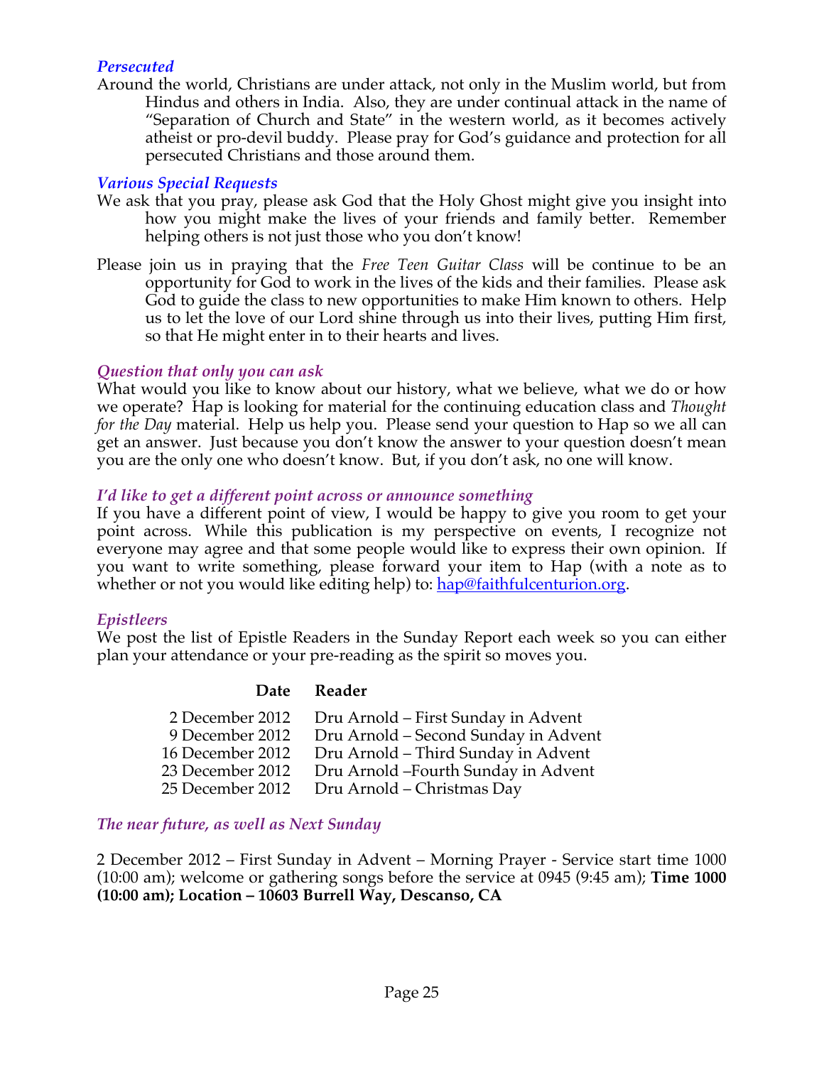### *Persecuted*

Around the world, Christians are under attack, not only in the Muslim world, but from Hindus and others in India. Also, they are under continual attack in the name of "Separation of Church and State" in the western world, as it becomes actively atheist or pro-devil buddy. Please pray for God's guidance and protection for all persecuted Christians and those around them.

### *Various Special Requests*

We ask that you pray, please ask God that the Holy Ghost might give you insight into how you might make the lives of your friends and family better. Remember helping others is not just those who you don't know!

Please join us in praying that the *Free Teen Guitar Class* will be continue to be an opportunity for God to work in the lives of the kids and their families. Please ask God to guide the class to new opportunities to make Him known to others. Help us to let the love of our Lord shine through us into their lives, putting Him first, so that He might enter in to their hearts and lives.

### *Question that only you can ask*

What would you like to know about our history, what we believe, what we do or how we operate? Hap is looking for material for the continuing education class and *Thought for the Day* material. Help us help you. Please send your question to Hap so we all can get an answer. Just because you don't know the answer to your question doesn't mean you are the only one who doesn't know. But, if you don't ask, no one will know.

### *I'd like to get a different point across or announce something*

If you have a different point of view, I would be happy to give you room to get your point across. While this publication is my perspective on events, I recognize not everyone may agree and that some people would like to express their own opinion. If you want to write something, please forward your item to Hap (with a note as to whether or not you would like editing help) to: hap@faithfulcenturion.org.

### *Epistleers*

We post the list of Epistle Readers in the Sunday Report each week so you can either plan your attendance or your pre-reading as the spirit so moves you.

| Date | Reader |
|---|---|
| 2 December 2012 | Dru Arnold – First Sunday in Advent |
| 9 December 2012 | Dru Arnold – Second Sunday in Advent |
| 16 December 2012 | Dru Arnold – Third Sunday in Advent |
| 23 December 2012 | Dru Arnold –Fourth Sunday in Advent |
| 25 December 2012 | Dru Arnold – Christmas Day |

### *The near future, as well as Next Sunday*

2 December 2012 – First Sunday in Advent – Morning Prayer - Service start time 1000 (10:00 am); welcome or gathering songs before the service at 0945 (9:45 am); **Time 1000 (10:00 am); Location – 10603 Burrell Way, Descanso, CA**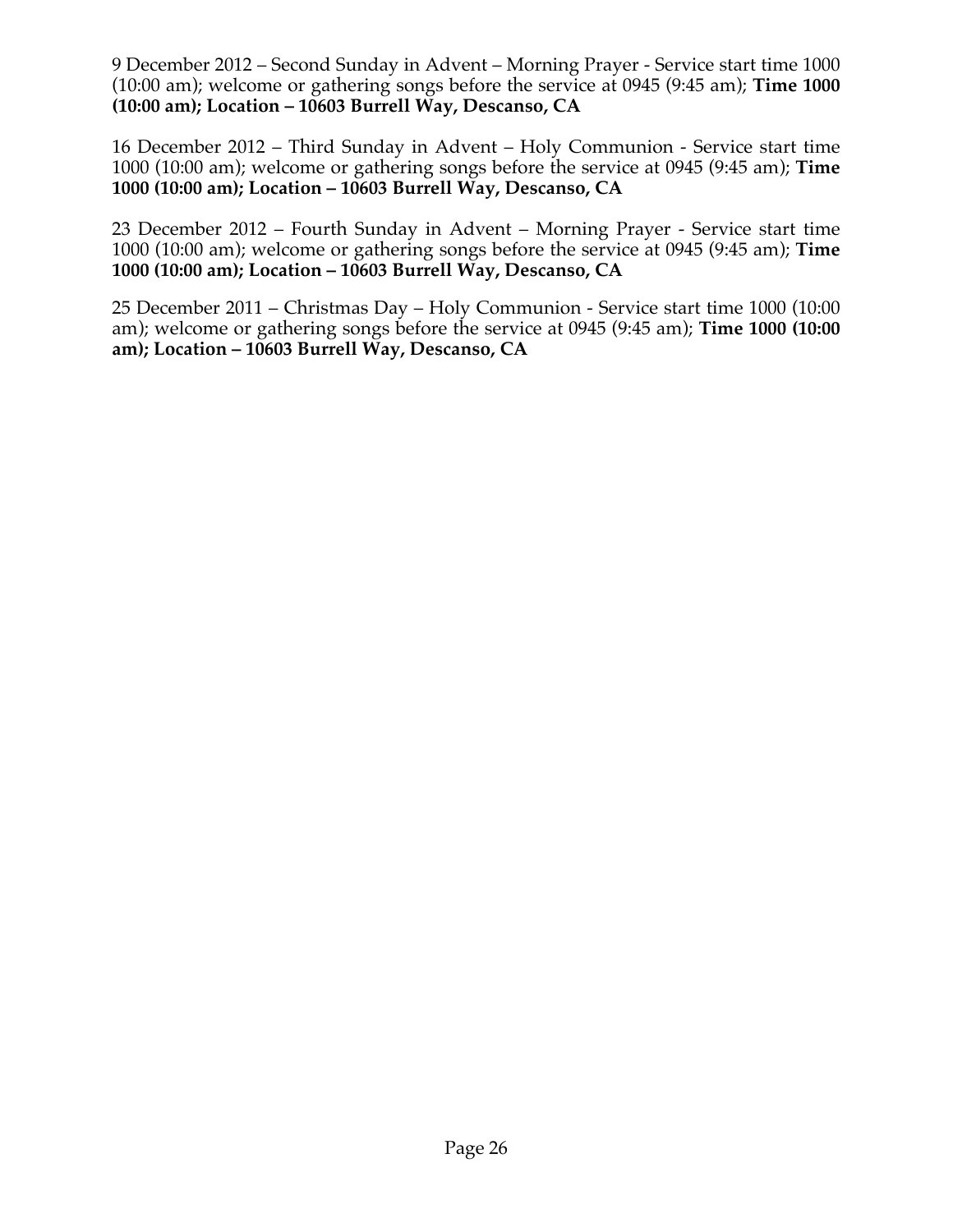9 December 2012 – Second Sunday in Advent – Morning Prayer - Service start time 1000 (10:00 am); welcome or gathering songs before the service at 0945 (9:45 am); **Time 1000 (10:00 am); Location – 10603 Burrell Way, Descanso, CA**

16 December 2012 – Third Sunday in Advent – Holy Communion - Service start time 1000 (10:00 am); welcome or gathering songs before the service at 0945 (9:45 am); **Time 1000 (10:00 am); Location – 10603 Burrell Way, Descanso, CA**

23 December 2012 – Fourth Sunday in Advent – Morning Prayer - Service start time 1000 (10:00 am); welcome or gathering songs before the service at 0945 (9:45 am); **Time 1000 (10:00 am); Location – 10603 Burrell Way, Descanso, CA**

25 December 2011 – Christmas Day – Holy Communion - Service start time 1000 (10:00 am); welcome or gathering songs before the service at 0945 (9:45 am); **Time 1000 (10:00 am); Location – 10603 Burrell Way, Descanso, CA**